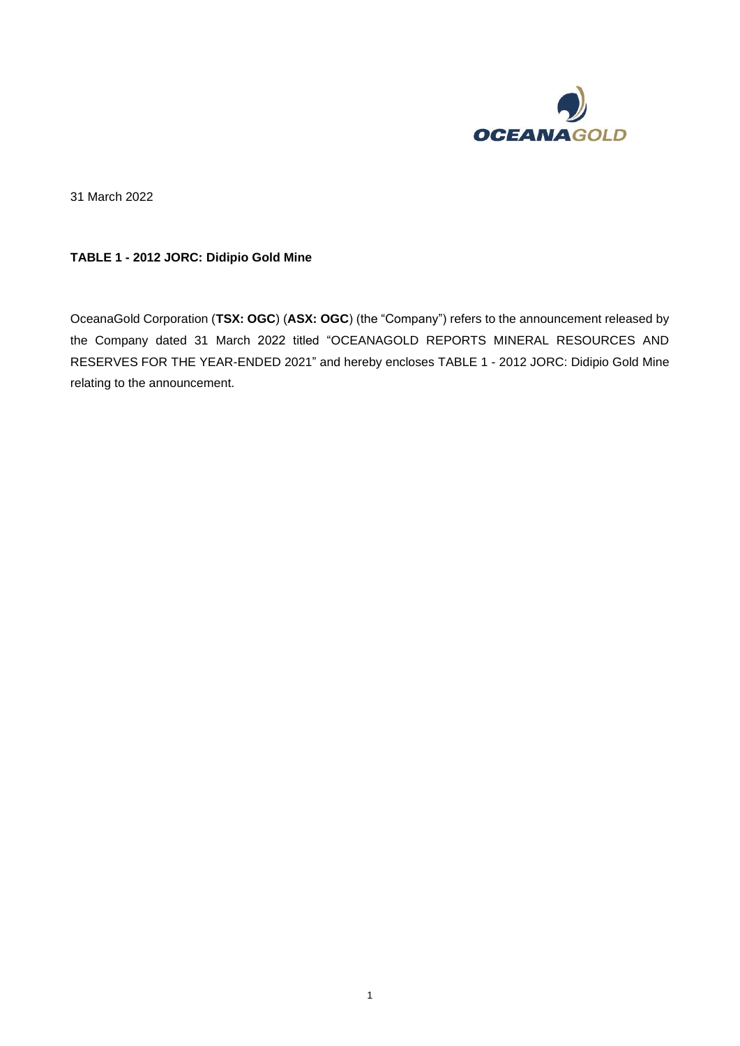31 March 2022

**TABLE 1 - 2012 JORC: Didipio Gold Mine**

OceanaGold Corporation (**TSX: OGC**) (**ASX: OGC**) (the "Company") refers to the announcement released by the Company dated 31 March 2022 titled "OCEANAGOLD REPORTS MINERAL RESOURCES AND RESERVES FOR THE YEAR-ENDED 2021" and hereby encloses TABLE 1 - 2012 JORC: Didipio Gold Mine relating to the announcement.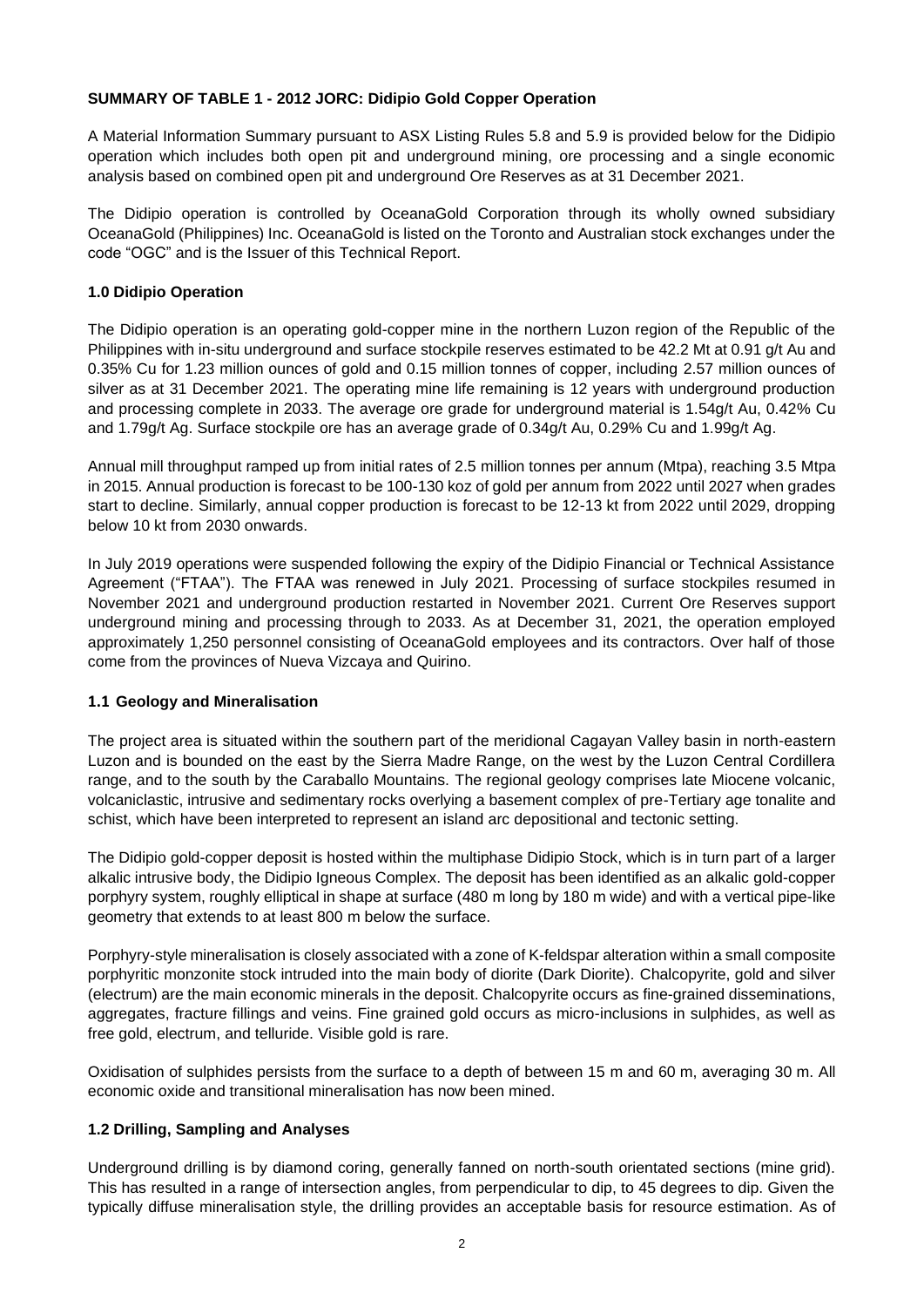**SUMMARY OF TABLE 1 - 2012 JORC: Didipio Gold Copper Operation**

A Material Information Summary pursuant to ASX Listing Rules 5.8 and 5.9 is provided below for the Didipio operation which includes both open pit and underground mining, ore processing and a single economic analysis based on combined open pit and underground Ore Reserves as at 31 December 2021.

The Didipio operation is controlled by OceanaGold Corporation through its wholly owned subsidiary OceanaGold (Philippines) Inc. OceanaGold is listed on the Toronto and Australian stock exchanges under the code "OGC" and is the Issuer of this Technical Report.

**1.0 Didipio Operation**

The Didipio operation is an operating gold-copper mine in the northern Luzon region of the Republic of the Philippines with in-situ underground and surface stockpile reserves estimated to be 42.2 Mt at 0.91 g/t Au and 0.35% Cu for 1.23 million ounces of gold and 0.15 million tonnes of copper, including 2.57 million ounces of silver as at 31 December 2021. The operating mine life remaining is 12 years with underground production and processing complete in 2033. The average ore grade for underground material is 1.54g/t Au, 0.42% Cu and 1.79g/t Ag. Surface stockpile ore has an average grade of 0.34g/t Au, 0.29% Cu and 1.99g/t Ag.

Annual mill throughput ramped up from initial rates of 2.5 million tonnes per annum (Mtpa), reaching 3.5 Mtpa in 2015. Annual production is forecast to be 100-130 koz of gold per annum from 2022 until 2027 when grades start to decline. Similarly, annual copper production is forecast to be 12-13 kt from 2022 until 2029, dropping below 10 kt from 2030 onwards.

In July 2019 operations were suspended following the expiry of the Didipio Financial or Technical Assistance Agreement ("FTAA"). The FTAA was renewed in July 2021. Processing of surface stockpiles resumed in November 2021 and underground production restarted in November 2021. Current Ore Reserves support underground mining and processing through to 2033. As at December 31, 2021, the operation employed approximately 1,250 personnel consisting of OceanaGold employees and its contractors. Over half of those come from the provinces of Nueva Vizcaya and Quirino.

**1.1 Geology and Mineralisation**

The project area is situated within the southern part of the meridional Cagayan Valley basin in north-eastern Luzon and is bounded on the east by the Sierra Madre Range, on the west by the Luzon Central Cordillera range, and to the south by the Caraballo Mountains. The regional geology comprises late Miocene volcanic, volcaniclastic, intrusive and sedimentary rocks overlying a basement complex of pre-Tertiary age tonalite and schist, which have been interpreted to represent an island arc depositional and tectonic setting.

The Didipio gold-copper deposit is hosted within the multiphase Didipio Stock, which is in turn part of a larger alkalic intrusive body, the Didipio Igneous Complex. The deposit has been identified as an alkalic gold-copper porphyry system, roughly elliptical in shape at surface (480 m long by 180 m wide) and with a vertical pipe-like geometry that extends to at least 800 m below the surface.

Porphyry-style mineralisation is closely associated with a zone of K-feldspar alteration within a small composite porphyritic monzonite stock intruded into the main body of diorite (Dark Diorite). Chalcopyrite, gold and silver (electrum) are the main economic minerals in the deposit. Chalcopyrite occurs as fine-grained disseminations, aggregates, fracture fillings and veins. Fine grained gold occurs as micro-inclusions in sulphides, as well as free gold, electrum, and telluride. Visible gold is rare.

Oxidisation of sulphides persists from the surface to a depth of between 15 m and 60 m, averaging 30 m. All economic oxide and transitional mineralisation has now been mined.

**1.2 Drilling, Sampling and Analyses**

Underground drilling is by diamond coring, generally fanned on north-south orientated sections (mine grid). This has resulted in a range of intersection angles, from perpendicular to dip, to 45 degrees to dip. Given the typically diffuse mineralisation style, the drilling provides an acceptable basis for resource estimation. As of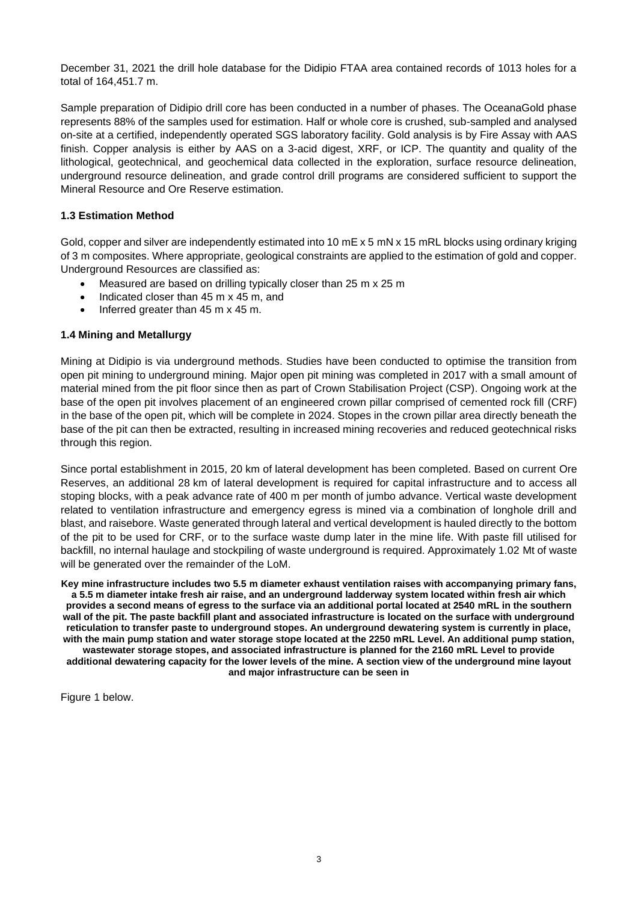December 31, 2021 the drill hole database for the Didipio FTAA area contained records of 1013 holes for a total of 164,451.7 m.

Sample preparation of Didipio drill core has been conducted in a number of phases. The OceanaGold phase represents 88% of the samples used for estimation. Half or whole core is crushed, sub-sampled and analysed on-site at a certified, independently operated SGS laboratory facility. Gold analysis is by Fire Assay with AAS finish. Copper analysis is either by AAS on a 3-acid digest, XRF, or ICP. The quantity and quality of the lithological, geotechnical, and geochemical data collected in the exploration, surface resource delineation, underground resource delineation, and grade control drill programs are considered sufficient to support the Mineral Resource and Ore Reserve estimation.

### 1.3 Estimation Method

Gold, copper and silver are independently estimated into 10 mE x 5 mN x 15 mRL blocks using ordinary kriging of 3 m composites. Where appropriate, geological constraints are applied to the estimation of gold and copper. Underground Resources are classified as:

- Measured are based on drilling typically closer than 25 m x 25 m
- Indicated closer than 45 m x 45 m, and
- Inferred greater than 45 m x 45 m.

### 1.4 Mining and Metallurgy

Mining at Didipio is via underground methods. Studies have been conducted to optimise the transition from open pit mining to underground mining. Major open pit mining was completed in 2017 with a small amount of material mined from the pit floor since then as part of Crown Stabilisation Project (CSP). Ongoing work at the base of the open pit involves placement of an engineered crown pillar comprised of cemented rock fill (CRF) in the base of the open pit, which will be complete in 2024. Stopes in the crown pillar area directly beneath the base of the pit can then be extracted, resulting in increased mining recoveries and reduced geotechnical risks through this region.

Since portal establishment in 2015, 20 km of lateral development has been completed. Based on current Ore Reserves, an additional 28 km of lateral development is required for capital infrastructure and to access all stoping blocks, with a peak advance rate of 400 m per month of jumbo advance. Vertical waste development related to ventilation infrastructure and emergency egress is mined via a combination of longhole drill and blast, and raisebore. Waste generated through lateral and vertical development is hauled directly to the bottom of the pit to be used for CRF, or to the surface waste dump later in the mine life. With paste fill utilised for backfill, no internal haulage and stockpiling of waste underground is required. Approximately 1.02 Mt of waste will be generated over the remainder of the LoM.

**Key mine infrastructure includes two 5.5 m diameter exhaust ventilation raises with accompanying primary fans, a 5.5 m diameter intake fresh air raise, and an underground ladderway system located within fresh air which provides a second means of egress to the surface via an additional portal located at 2540 mRL in the southern wall of the pit. The paste backfill plant and associated infrastructure is located on the surface with underground reticulation to transfer paste to underground stopes. An underground dewatering system is currently in place, with the main pump station and water storage stope located at the 2250 mRL Level. An additional pump station, wastewater storage stopes, and associated infrastructure is planned for the 2160 mRL Level to provide additional dewatering capacity for the lower levels of the mine. A section view of the underground mine layout and major infrastructure can be seen in**

Figure 1 below.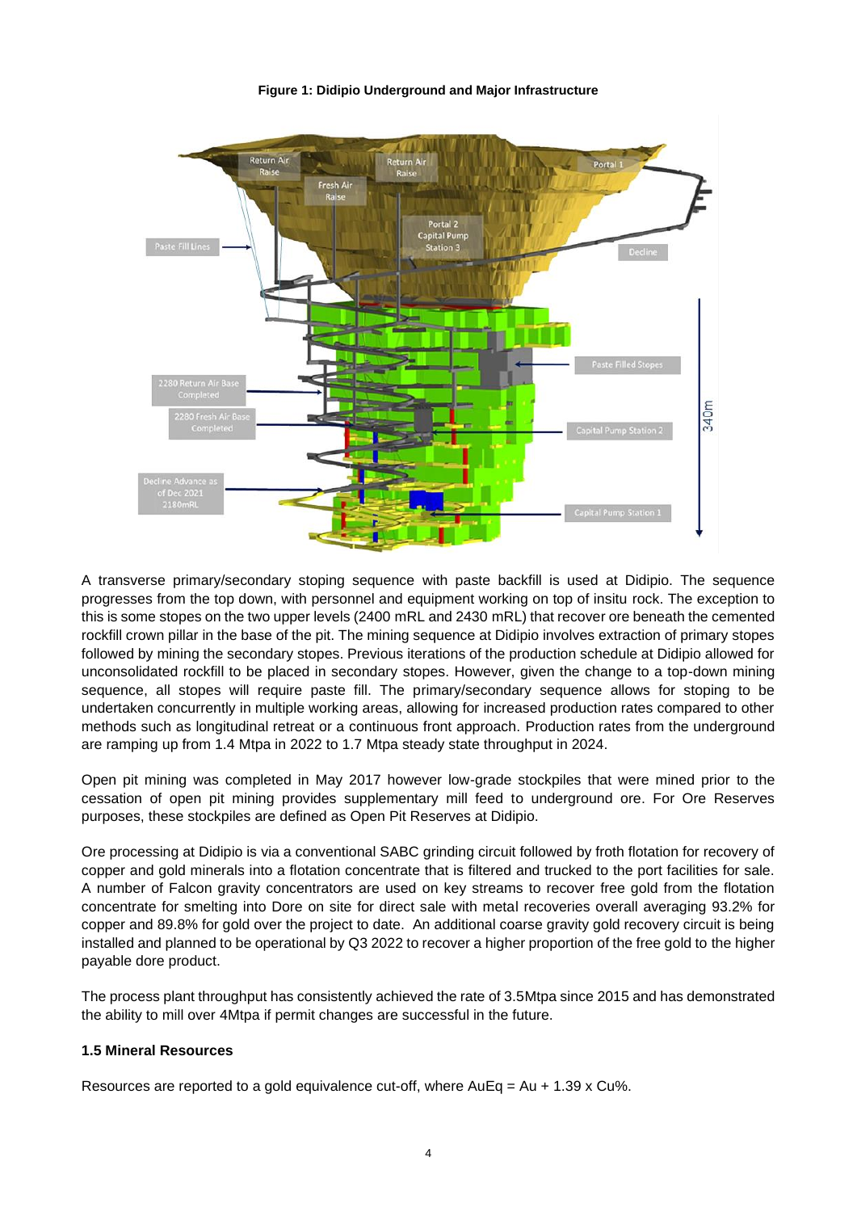**Figure 1: Didipio Underground and Major Infrastructure**

A transverse primary/secondary stoping sequence with paste backfill is used at Didipio. The sequence progresses from the top down, with personnel and equipment working on top of insitu rock. The exception to this is some stopes on the two upper levels (2400 mRL and 2430 mRL) that recover ore beneath the cemented rockfill crown pillar in the base of the pit. The mining sequence at Didipio involves extraction of primary stopes followed by mining the secondary stopes. Previous iterations of the production schedule at Didipio allowed for unconsolidated rockfill to be placed in secondary stopes. However, given the change to a top-down mining sequence, all stopes will require paste fill. The primary/secondary sequence allows for stoping to be undertaken concurrently in multiple working areas, allowing for increased production rates compared to other methods such as longitudinal retreat or a continuous front approach. Production rates from the underground are ramping up from 1.4 Mtpa in 2022 to 1.7 Mtpa steady state throughput in 2024.

Open pit mining was completed in May 2017 however low-grade stockpiles that were mined prior to the cessation of open pit mining provides supplementary mill feed to underground ore. For Ore Reserves purposes, these stockpiles are defined as Open Pit Reserves at Didipio.

Ore processing at Didipio is via a conventional SABC grinding circuit followed by froth flotation for recovery of copper and gold minerals into a flotation concentrate that is filtered and trucked to the port facilities for sale. A number of Falcon gravity concentrators are used on key streams to recover free gold from the flotation concentrate for smelting into Dore on site for direct sale with metal recoveries overall averaging 93.2% for copper and 89.8% for gold over the project to date. An additional coarse gravity gold recovery circuit is being installed and planned to be operational by Q3 2022 to recover a higher proportion of the free gold to the higher payable dore product.

The process plant throughput has consistently achieved the rate of 3.5Mtpa since 2015 and has demonstrated the ability to mill over 4Mtpa if permit changes are successful in the future.

### 1.5 Mineral Resources

Resources are reported to a gold equivalence cut-off, where AuEq = Au + 1.39 x Cu%.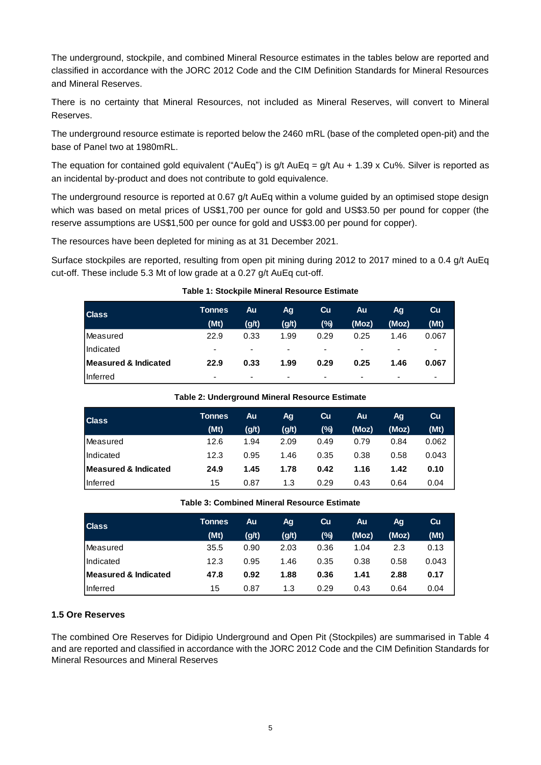The underground, stockpile, and combined Mineral Resource estimates in the tables below are reported and classified in accordance with the JORC 2012 Code and the CIM Definition Standards for Mineral Resources and Mineral Reserves.

There is no certainty that Mineral Resources, not included as Mineral Reserves, will convert to Mineral Reserves.

The underground resource estimate is reported below the 2460 mRL (base of the completed open-pit) and the base of Panel two at 1980mRL.

The equation for contained gold equivalent ("AuEq") is g/t AuEq = g/t Au + 1.39 x Cu%. Silver is reported as an incidental by-product and does not contribute to gold equivalence.

The underground resource is reported at 0.67 g/t AuEq within a volume guided by an optimised stope design which was based on metal prices of US$1,700 per ounce for gold and US$3.50 per pound for copper (the reserve assumptions are US$1,500 per ounce for gold and US$3.00 per pound for copper).

The resources have been depleted for mining as at 31 December 2021.

Surface stockpiles are reported, resulting from open pit mining during 2012 to 2017 mined to a 0.4 g/t AuEq cut-off. These include 5.3 Mt of low grade at a 0.27 g/t AuEq cut-off.

**Table 1: Stockpile Mineral Resource Estimate**

| Class | Tonnes (Mt) | Au (g/t) | Ag (g/t) | Cu (%) | Au (Moz) | Ag (Moz) | Cu (Mt) |
|---|---|---|---|---|---|---|---|
| Measured | 22.9 | 0.33 | 1.99 | 0.29 | 0.25 | 1.46 | 0.067 |
| Indicated | - | - | - | - | - | - | - |
| **Measured & Indicated** | **22.9** | **0.33** | **1.99** | **0.29** | **0.25** | **1.46** | **0.067** |
| Inferred | - | - | - | - | - | - | - |

**Table 2: Underground Mineral Resource Estimate**

| Class | Tonnes (Mt) | Au (g/t) | Ag (g/t) | Cu (%) | Au (Moz) | Ag (Moz) | Cu (Mt) |
|---|---|---|---|---|---|---|---|
| Measured | 12.6 | 1.94 | 2.09 | 0.49 | 0.79 | 0.84 | 0.062 |
| Indicated | 12.3 | 0.95 | 1.46 | 0.35 | 0.38 | 0.58 | 0.043 |
| **Measured & Indicated** | **24.9** | **1.45** | **1.78** | **0.42** | **1.16** | **1.42** | **0.10** |
| Inferred | 15 | 0.87 | 1.3 | 0.29 | 0.43 | 0.64 | 0.04 |

**Table 3: Combined Mineral Resource Estimate**

| Class | Tonnes (Mt) | Au (g/t) | Ag (g/t) | Cu (%) | Au (Moz) | Ag (Moz) | Cu (Mt) |
|---|---|---|---|---|---|---|---|
| Measured | 35.5 | 0.90 | 2.03 | 0.36 | 1.04 | 2.3 | 0.13 |
| Indicated | 12.3 | 0.95 | 1.46 | 0.35 | 0.38 | 0.58 | 0.043 |
| **Measured & Indicated** | **47.8** | **0.92** | **1.88** | **0.36** | **1.41** | **2.88** | **0.17** |
| Inferred | 15 | 0.87 | 1.3 | 0.29 | 0.43 | 0.64 | 0.04 |

### 1.5 Ore Reserves

The combined Ore Reserves for Didipio Underground and Open Pit (Stockpiles) are summarised in Table 4 and are reported and classified in accordance with the JORC 2012 Code and the CIM Definition Standards for Mineral Resources and Mineral Reserves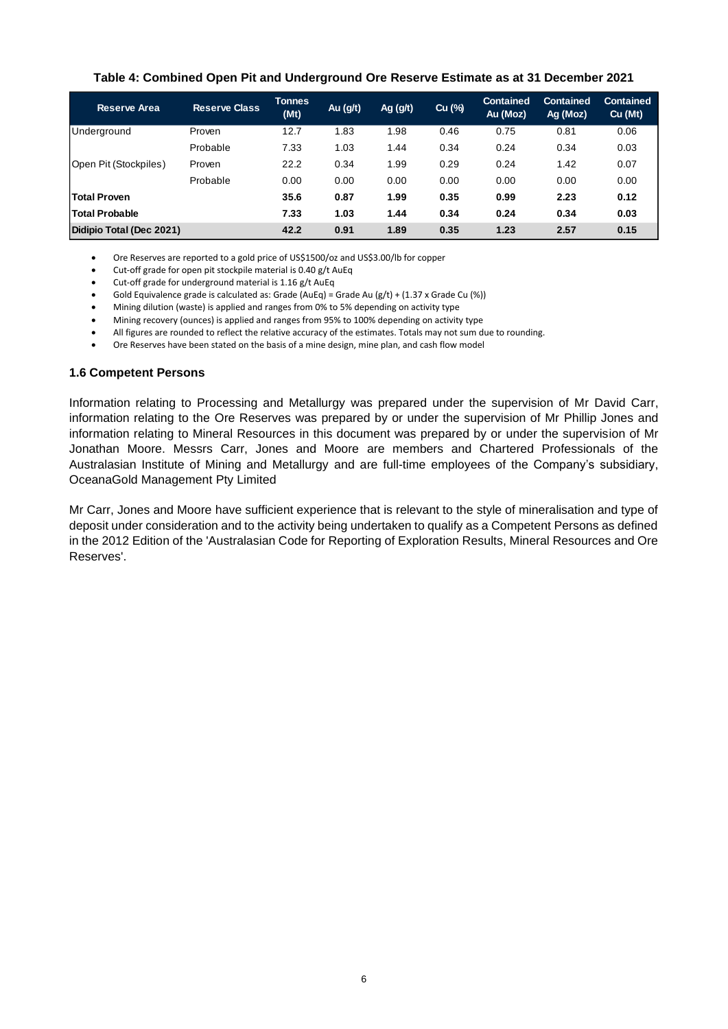**Table 4: Combined Open Pit and Underground Ore Reserve Estimate as at 31 December 2021**

| Reserve Area | Reserve Class | Tonnes (Mt) | Au (g/t) | Ag (g/t) | Cu (%) | Contained Au (Moz) | Contained Ag (Moz) | Contained Cu (Mt) |
|---|---|---|---|---|---|---|---|---|
| Underground | Proven | 12.7 | 1.83 | 1.98 | 0.46 | 0.75 | 0.81 | 0.06 |
| | Probable | 7.33 | 1.03 | 1.44 | 0.34 | 0.24 | 0.34 | 0.03 |
| Open Pit (Stockpiles) | Proven | 22.2 | 0.34 | 1.99 | 0.29 | 0.24 | 1.42 | 0.07 |
| | Probable | 0.00 | 0.00 | 0.00 | 0.00 | 0.00 | 0.00 | 0.00 |
| **Total Proven** | | **35.6** | **0.87** | **1.99** | **0.35** | **0.99** | **2.23** | **0.12** |
| **Total Probable** | | **7.33** | **1.03** | **1.44** | **0.34** | **0.24** | **0.34** | **0.03** |
| **Didipio Total (Dec 2021)** | | **42.2** | **0.91** | **1.89** | **0.35** | **1.23** | **2.57** | **0.15** |

- Ore Reserves are reported to a gold price of US$1500/oz and US$3.00/lb for copper
- Cut-off grade for open pit stockpile material is 0.40 g/t AuEq
- Cut-off grade for underground material is 1.16 g/t AuEq
- Gold Equivalence grade is calculated as: Grade (AuEq) = Grade Au (g/t) + (1.37 x Grade Cu (%))
- Mining dilution (waste) is applied and ranges from 0% to 5% depending on activity type
- Mining recovery (ounces) is applied and ranges from 95% to 100% depending on activity type
- All figures are rounded to reflect the relative accuracy of the estimates. Totals may not sum due to rounding.
- Ore Reserves have been stated on the basis of a mine design, mine plan, and cash flow model

### 1.6 Competent Persons

Information relating to Processing and Metallurgy was prepared under the supervision of Mr David Carr, information relating to the Ore Reserves was prepared by or under the supervision of Mr Phillip Jones and information relating to Mineral Resources in this document was prepared by or under the supervision of Mr Jonathan Moore. Messrs Carr, Jones and Moore are members and Chartered Professionals of the Australasian Institute of Mining and Metallurgy and are full-time employees of the Company's subsidiary, OceanaGold Management Pty Limited

Mr Carr, Jones and Moore have sufficient experience that is relevant to the style of mineralisation and type of deposit under consideration and to the activity being undertaken to qualify as a Competent Persons as defined in the 2012 Edition of the 'Australasian Code for Reporting of Exploration Results, Mineral Resources and Ore Reserves'.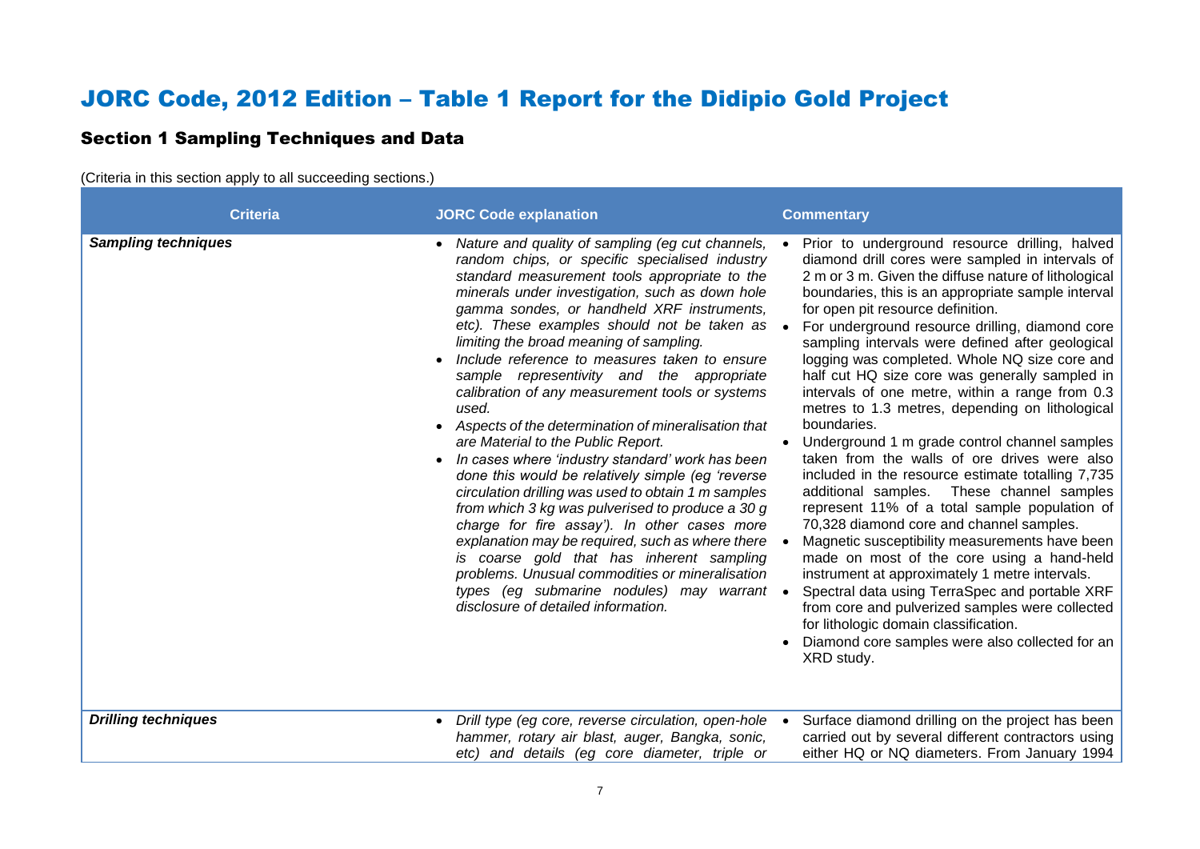# JORC Code, 2012 Edition – Table 1 Report for the Didipio Gold Project

## Section 1 Sampling Techniques and Data

(Criteria in this section apply to all succeeding sections.)

| Criteria | JORC Code explanation | Commentary |
|---|---|---|
| ***Sampling techniques*** | • *Nature and quality of sampling (eg cut channels, random chips, or specific specialised industry standard measurement tools appropriate to the minerals under investigation, such as down hole gamma sondes, or handheld XRF instruments, etc). These examples should not be taken as limiting the broad meaning of sampling.*<br>• *Include reference to measures taken to ensure sample representivity and the appropriate calibration of any measurement tools or systems used.*<br>• *Aspects of the determination of mineralisation that are Material to the Public Report.*<br>• *In cases where 'industry standard' work has been done this would be relatively simple (eg 'reverse circulation drilling was used to obtain 1 m samples from which 3 kg was pulverised to produce a 30 g charge for fire assay'). In other cases more explanation may be required, such as where there is coarse gold that has inherent sampling problems. Unusual commodities or mineralisation types (eg submarine nodules) may warrant disclosure of detailed information.* | • Prior to underground resource drilling, halved diamond drill cores were sampled in intervals of 2 m or 3 m. Given the diffuse nature of lithological boundaries, this is an appropriate sample interval for open pit resource definition.<br>• For underground resource drilling, diamond core sampling intervals were defined after geological logging was completed. Whole NQ size core and half cut HQ size core was generally sampled in intervals of one metre, within a range from 0.3 metres to 1.3 metres, depending on lithological boundaries.<br>• Underground 1 m grade control channel samples taken from the walls of ore drives were also included in the resource estimate totalling 7,735 additional samples. These channel samples represent 11% of a total sample population of 70,328 diamond core and channel samples.<br>• Magnetic susceptibility measurements have been made on most of the core using a hand-held instrument at approximately 1 metre intervals.<br>• Spectral data using TerraSpec and portable XRF from core and pulverized samples were collected for lithologic domain classification.<br>• Diamond core samples were also collected for an XRD study. |
| ***Drilling techniques*** | • *Drill type (eg core, reverse circulation, open-hole hammer, rotary air blast, auger, Bangka, sonic, etc) and details (eg core diameter, triple or* | • Surface diamond drilling on the project has been carried out by several different contractors using either HQ or NQ diameters. From January 1994 |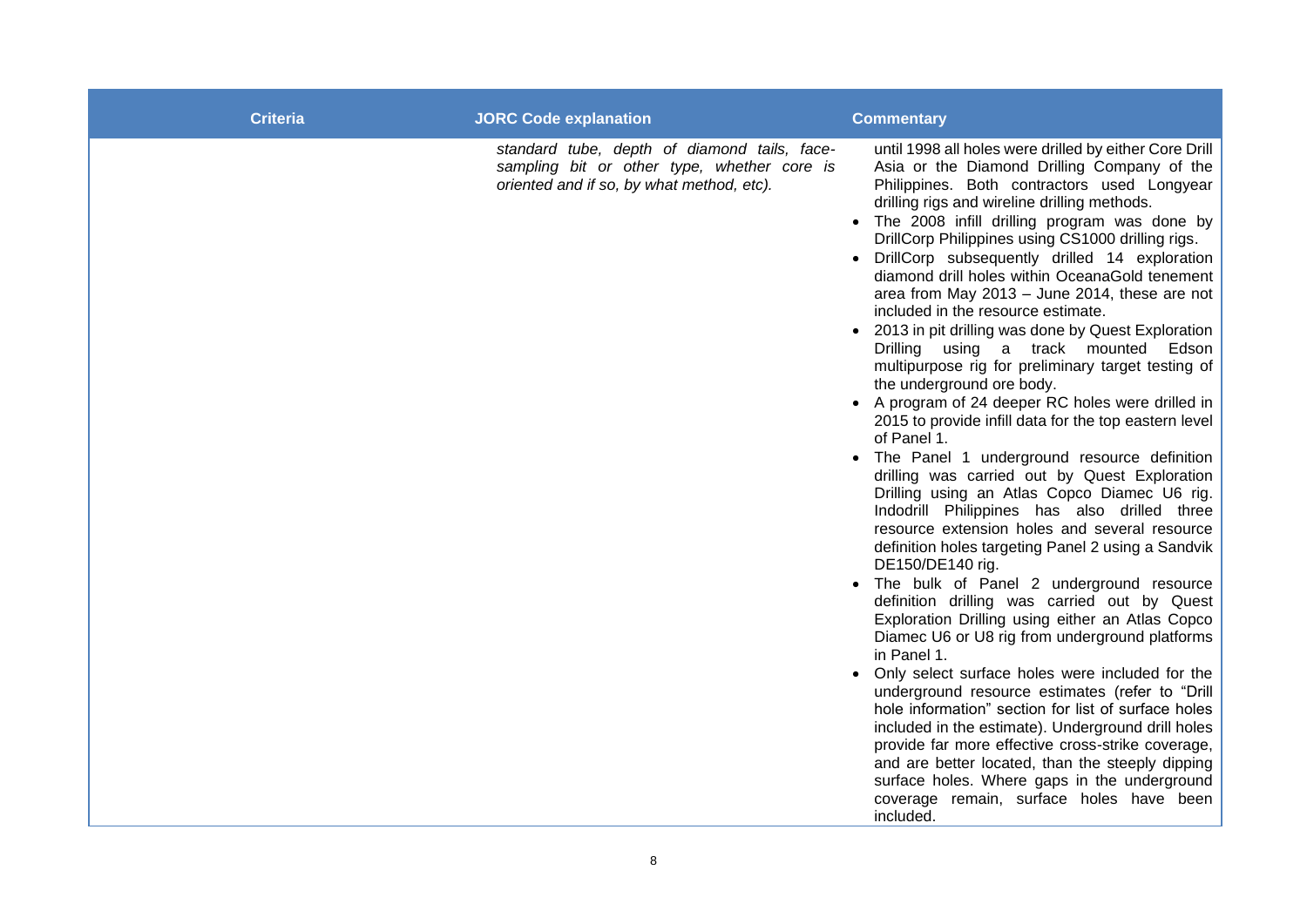| Criteria | JORC Code explanation | Commentary |
|---|---|---|
| | *standard tube, depth of diamond tails, face-sampling bit or other type, whether core is oriented and if so, by what method, etc).* | until 1998 all holes were drilled by either Core Drill Asia or the Diamond Drilling Company of the Philippines. Both contractors used Longyear drilling rigs and wireline drilling methods.<br>• The 2008 infill drilling program was done by DrillCorp Philippines using CS1000 drilling rigs.<br>• DrillCorp subsequently drilled 14 exploration diamond drill holes within OceanaGold tenement area from May 2013 – June 2014, these are not included in the resource estimate.<br>• 2013 in pit drilling was done by Quest Exploration Drilling using a track mounted Edson multipurpose rig for preliminary target testing of the underground ore body.<br>• A program of 24 deeper RC holes were drilled in 2015 to provide infill data for the top eastern level of Panel 1.<br>• The Panel 1 underground resource definition drilling was carried out by Quest Exploration Drilling using an Atlas Copco Diamec U6 rig. Indodrill Philippines has also drilled three resource extension holes and several resource definition holes targeting Panel 2 using a Sandvik DE150/DE140 rig.<br>• The bulk of Panel 2 underground resource definition drilling was carried out by Quest Exploration Drilling using either an Atlas Copco Diamec U6 or U8 rig from underground platforms in Panel 1.<br>• Only select surface holes were included for the underground resource estimates (refer to "Drill hole information" section for list of surface holes included in the estimate). Underground drill holes provide far more effective cross-strike coverage, and are better located, than the steeply dipping surface holes. Where gaps in the underground coverage remain, surface holes have been included. |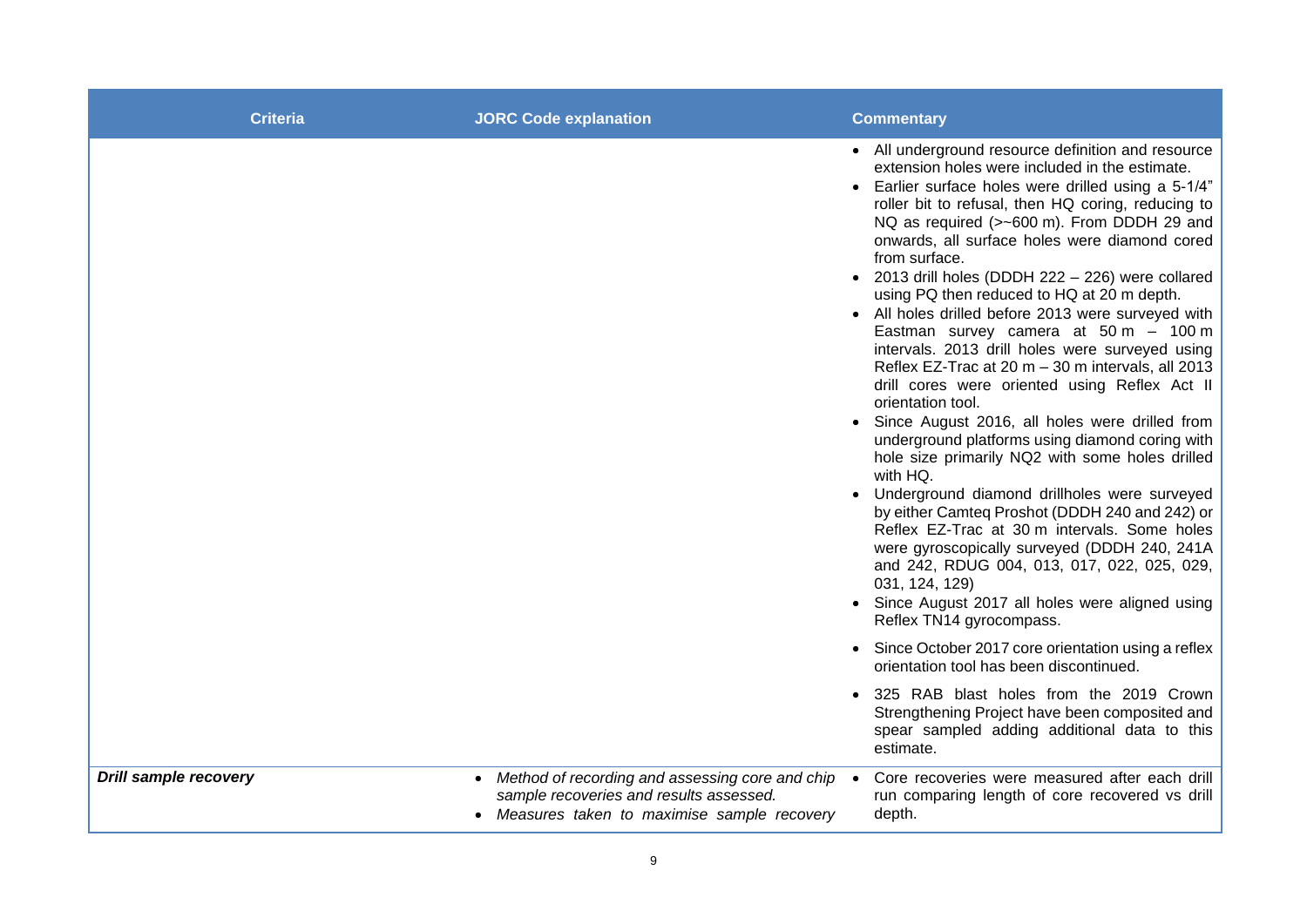| Criteria | JORC Code explanation | Commentary |
|---|---|---|
| | | • All underground resource definition and resource extension holes were included in the estimate.<br>• Earlier surface holes were drilled using a 5-1/4" roller bit to refusal, then HQ coring, reducing to NQ as required (>~600 m). From DDDH 29 and onwards, all surface holes were diamond cored from surface.<br>• 2013 drill holes (DDDH 222 – 226) were collared using PQ then reduced to HQ at 20 m depth.<br>• All holes drilled before 2013 were surveyed with Eastman survey camera at 50 m – 100 m intervals. 2013 drill holes were surveyed using Reflex EZ-Trac at 20 m – 30 m intervals, all 2013 drill cores were oriented using Reflex Act II orientation tool.<br>• Since August 2016, all holes were drilled from underground platforms using diamond coring with hole size primarily NQ2 with some holes drilled with HQ.<br>• Underground diamond drillholes were surveyed by either Camteq Proshot (DDDH 240 and 242) or Reflex EZ-Trac at 30 m intervals. Some holes were gyroscopically surveyed (DDDH 240, 241A and 242, RDUG 004, 013, 017, 022, 025, 029, 031, 124, 129)<br>• Since August 2017 all holes were aligned using Reflex TN14 gyrocompass.<br>• Since October 2017 core orientation using a reflex orientation tool has been discontinued.<br>• 325 RAB blast holes from the 2019 Crown Strengthening Project have been composited and spear sampled adding additional data to this estimate. |
| ***Drill sample recovery*** | • *Method of recording and assessing core and chip sample recoveries and results assessed.*<br>• *Measures taken to maximise sample recovery* | • Core recoveries were measured after each drill run comparing length of core recovered vs drill depth. |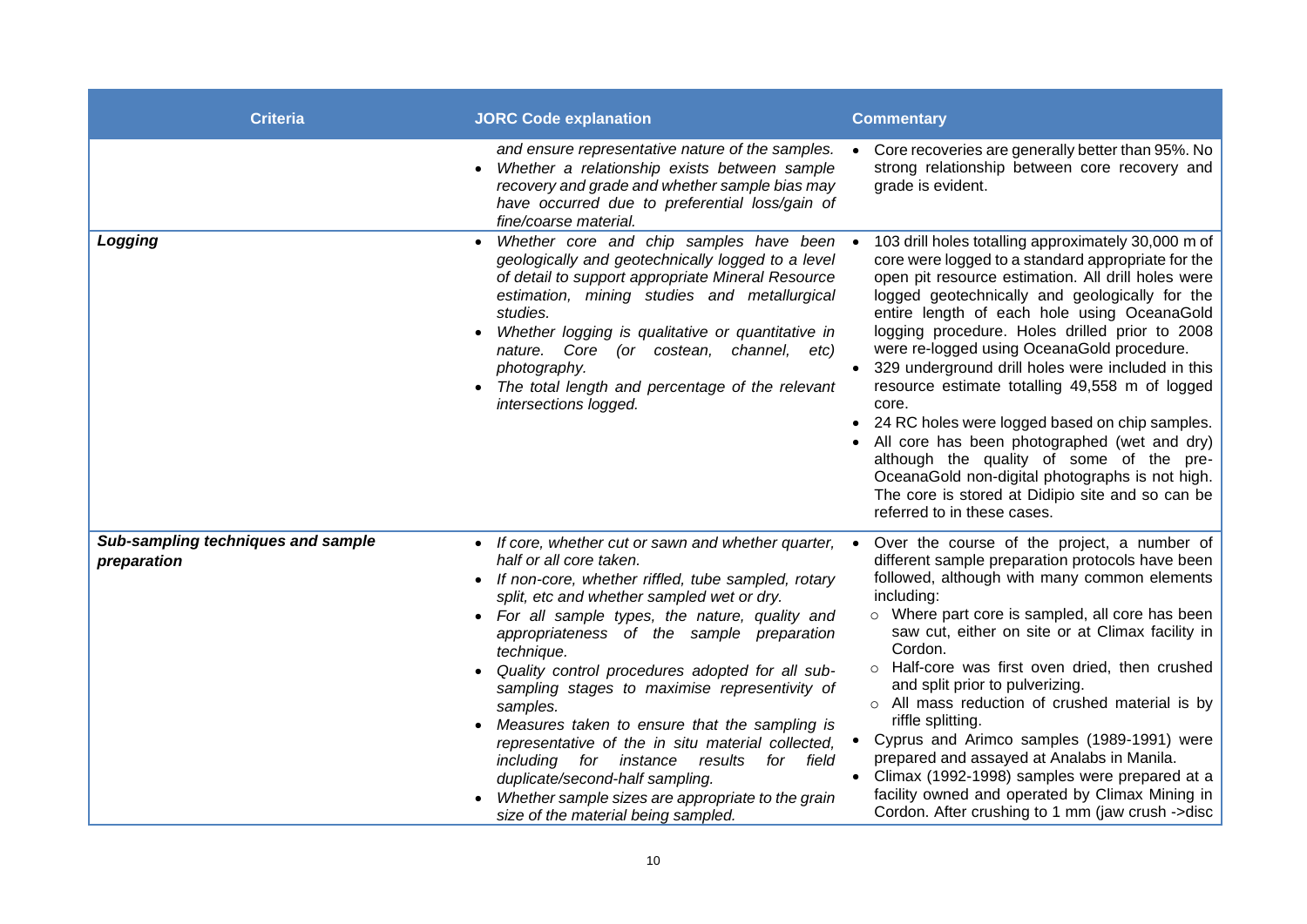| Criteria | JORC Code explanation | Commentary |
|---|---|---|
| | *and ensure representative nature of the samples.*<br>• *Whether a relationship exists between sample recovery and grade and whether sample bias may have occurred due to preferential loss/gain of fine/coarse material.* | • Core recoveries are generally better than 95%. No strong relationship between core recovery and grade is evident. |
| ***Logging*** | • *Whether core and chip samples have been geologically and geotechnically logged to a level of detail to support appropriate Mineral Resource estimation, mining studies and metallurgical studies.*<br>• *Whether logging is qualitative or quantitative in nature. Core (or costean, channel, etc) photography.*<br>• *The total length and percentage of the relevant intersections logged.* | • 103 drill holes totalling approximately 30,000 m of core were logged to a standard appropriate for the open pit resource estimation. All drill holes were logged geotechnically and geologically for the entire length of each hole using OceanaGold logging procedure. Holes drilled prior to 2008 were re-logged using OceanaGold procedure.<br>• 329 underground drill holes were included in this resource estimate totalling 49,558 m of logged core.<br>• 24 RC holes were logged based on chip samples.<br>• All core has been photographed (wet and dry) although the quality of some of the pre-OceanaGold non-digital photographs is not high. The core is stored at Didipio site and so can be referred to in these cases. |
| ***Sub-sampling techniques and sample preparation*** | • *If core, whether cut or sawn and whether quarter, half or all core taken.*<br>• *If non-core, whether riffled, tube sampled, rotary split, etc and whether sampled wet or dry.*<br>• *For all sample types, the nature, quality and appropriateness of the sample preparation technique.*<br>• *Quality control procedures adopted for all sub-sampling stages to maximise representivity of samples.*<br>• *Measures taken to ensure that the sampling is representative of the in situ material collected, including for instance results for field duplicate/second-half sampling.*<br>• *Whether sample sizes are appropriate to the grain size of the material being sampled.* | • Over the course of the project, a number of different sample preparation protocols have been followed, although with many common elements including:<br>  ○ Where part core is sampled, all core has been saw cut, either on site or at Climax facility in Cordon.<br>  ○ Half-core was first oven dried, then crushed and split prior to pulverizing.<br>  ○ All mass reduction of crushed material is by riffle splitting.<br>• Cyprus and Arimco samples (1989-1991) were prepared and assayed at Analabs in Manila.<br>• Climax (1992-1998) samples were prepared at a facility owned and operated by Climax Mining in Cordon. After crushing to 1 mm (jaw crush ->disc |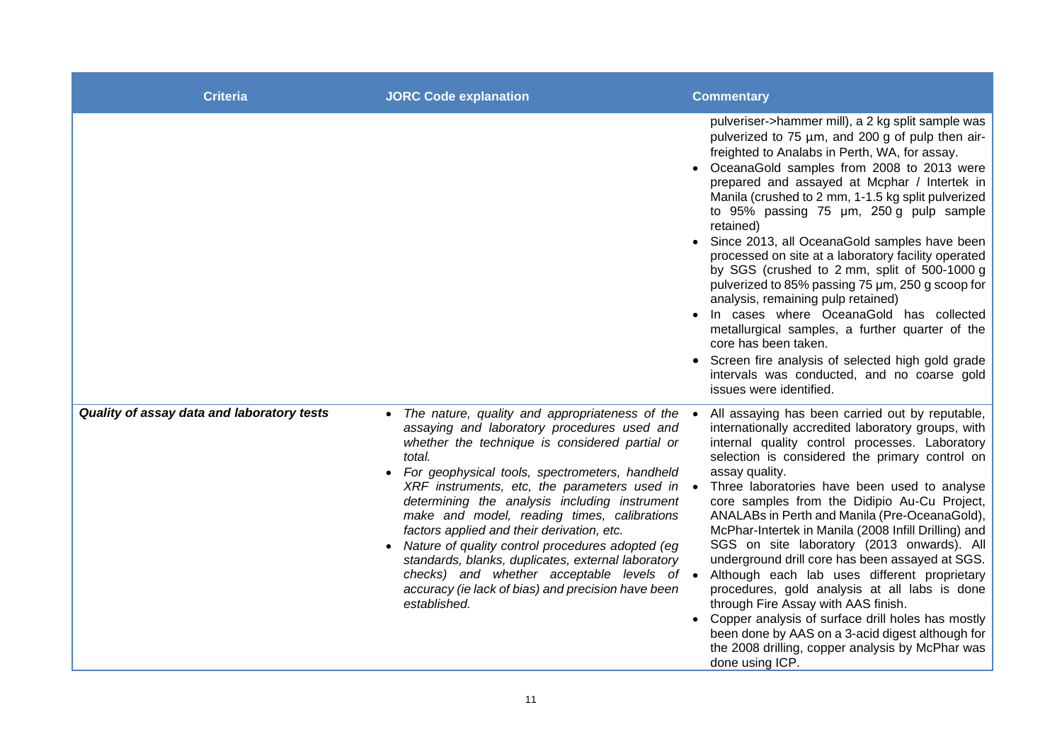| Criteria | JORC Code explanation | Commentary |
| --- | --- | --- |
| | | pulveriser->hammer mill), a 2 kg split sample was pulverized to 75 µm, and 200 g of pulp then air-freighted to Analabs in Perth, WA, for assay.<br>• OceanaGold samples from 2008 to 2013 were prepared and assayed at Mcphar / Intertek in Manila (crushed to 2 mm, 1-1.5 kg split pulverized to 95% passing 75 µm, 250 g pulp sample retained)<br>• Since 2013, all OceanaGold samples have been processed on site at a laboratory facility operated by SGS (crushed to 2 mm, split of 500-1000 g pulverized to 85% passing 75 µm, 250 g scoop for analysis, remaining pulp retained)<br>• In cases where OceanaGold has collected metallurgical samples, a further quarter of the core has been taken.<br>• Screen fire analysis of selected high gold grade intervals was conducted, and no coarse gold issues were identified. |
| ***Quality of assay data and laboratory tests*** | • *The nature, quality and appropriateness of the assaying and laboratory procedures used and whether the technique is considered partial or total.*<br>• *For geophysical tools, spectrometers, handheld XRF instruments, etc, the parameters used in determining the analysis including instrument make and model, reading times, calibrations factors applied and their derivation, etc.*<br>• *Nature of quality control procedures adopted (eg standards, blanks, duplicates, external laboratory checks) and whether acceptable levels of accuracy (ie lack of bias) and precision have been established.* | • All assaying has been carried out by reputable, internationally accredited laboratory groups, with internal quality control processes. Laboratory selection is considered the primary control on assay quality.<br>• Three laboratories have been used to analyse core samples from the Didipio Au-Cu Project, ANALABs in Perth and Manila (Pre-OceanaGold), McPhar-Intertek in Manila (2008 Infill Drilling) and SGS on site laboratory (2013 onwards). All underground drill core has been assayed at SGS.<br>• Although each lab uses different proprietary procedures, gold analysis at all labs is done through Fire Assay with AAS finish.<br>• Copper analysis of surface drill holes has mostly been done by AAS on a 3-acid digest although for the 2008 drilling, copper analysis by McPhar was done using ICP. |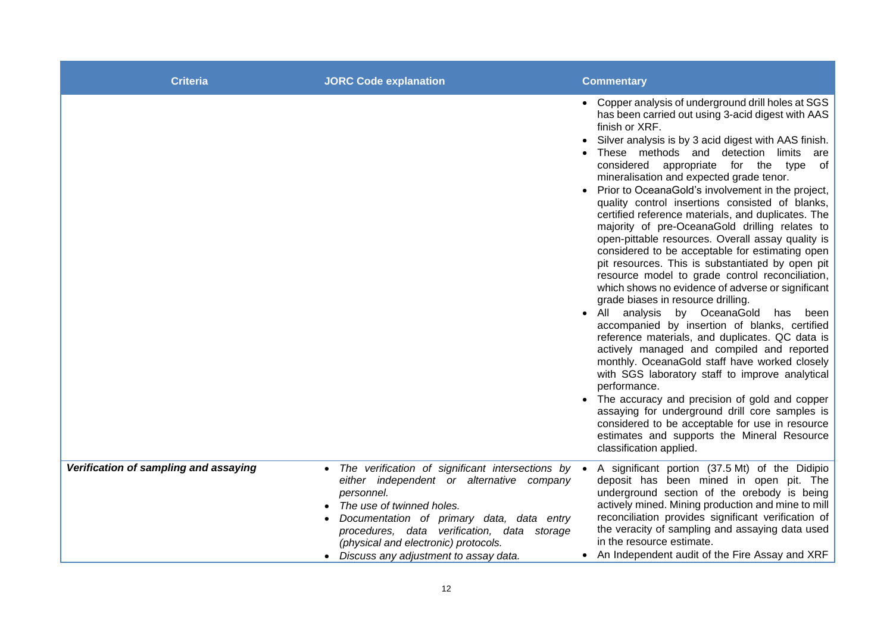| Criteria | JORC Code explanation | Commentary |
|---|---|---|
| | | • Copper analysis of underground drill holes at SGS has been carried out using 3-acid digest with AAS finish or XRF.<br>• Silver analysis is by 3 acid digest with AAS finish.<br>• These methods and detection limits are considered appropriate for the type of mineralisation and expected grade tenor.<br>• Prior to OceanaGold's involvement in the project, quality control insertions consisted of blanks, certified reference materials, and duplicates. The majority of pre-OceanaGold drilling relates to open-pittable resources. Overall assay quality is considered to be acceptable for estimating open pit resources. This is substantiated by open pit resource model to grade control reconciliation, which shows no evidence of adverse or significant grade biases in resource drilling.<br>• All analysis by OceanaGold has been accompanied by insertion of blanks, certified reference materials, and duplicates. QC data is actively managed and compiled and reported monthly. OceanaGold staff have worked closely with SGS laboratory staff to improve analytical performance.<br>• The accuracy and precision of gold and copper assaying for underground drill core samples is considered to be acceptable for use in resource estimates and supports the Mineral Resource classification applied. |
| ***Verification of sampling and assaying*** | • *The verification of significant intersections by either independent or alternative company personnel.*<br>• *The use of twinned holes.*<br>• *Documentation of primary data, data entry procedures, data verification, data storage (physical and electronic) protocols.*<br>• *Discuss any adjustment to assay data.* | • A significant portion (37.5 Mt) of the Didipio deposit has been mined in open pit. The underground section of the orebody is being actively mined. Mining production and mine to mill reconciliation provides significant verification of the veracity of sampling and assaying data used in the resource estimate.<br>• An Independent audit of the Fire Assay and XRF |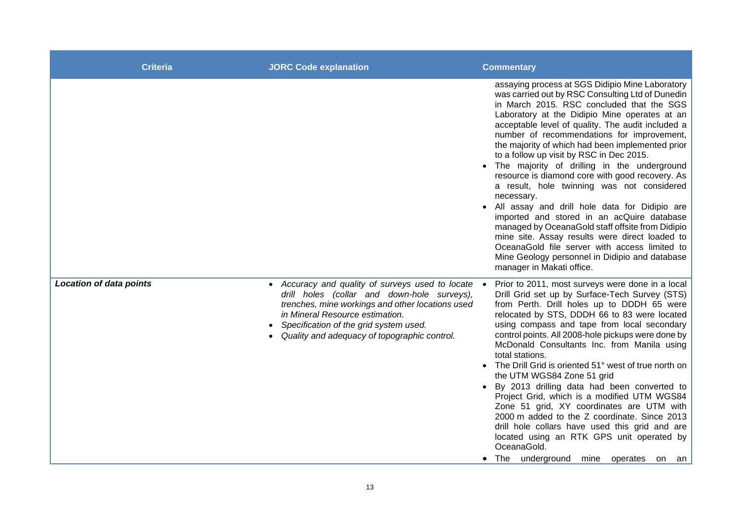| Criteria | JORC Code explanation | Commentary |
| --- | --- | --- |
| | | assaying process at SGS Didipio Mine Laboratory was carried out by RSC Consulting Ltd of Dunedin in March 2015. RSC concluded that the SGS Laboratory at the Didipio Mine operates at an acceptable level of quality. The audit included a number of recommendations for improvement, the majority of which had been implemented prior to a follow up visit by RSC in Dec 2015.<br>• The majority of drilling in the underground resource is diamond core with good recovery. As a result, hole twinning was not considered necessary.<br>• All assay and drill hole data for Didipio are imported and stored in an acQuire database managed by OceanaGold staff offsite from Didipio mine site. Assay results were direct loaded to OceanaGold file server with access limited to Mine Geology personnel in Didipio and database manager in Makati office. |
| ***Location of data points*** | • *Accuracy and quality of surveys used to locate drill holes (collar and down-hole surveys), trenches, mine workings and other locations used in Mineral Resource estimation.*<br>• *Specification of the grid system used.*<br>• *Quality and adequacy of topographic control.* | • Prior to 2011, most surveys were done in a local Drill Grid set up by Surface-Tech Survey (STS) from Perth. Drill holes up to DDDH 65 were relocated by STS, DDDH 66 to 83 were located using compass and tape from local secondary control points. All 2008-hole pickups were done by McDonald Consultants Inc. from Manila using total stations.<br>• The Drill Grid is oriented 51° west of true north on the UTM WGS84 Zone 51 grid<br>• By 2013 drilling data had been converted to Project Grid, which is a modified UTM WGS84 Zone 51 grid, XY coordinates are UTM with 2000 m added to the Z coordinate. Since 2013 drill hole collars have used this grid and are located using an RTK GPS unit operated by OceanaGold.<br>• The underground mine operates on an |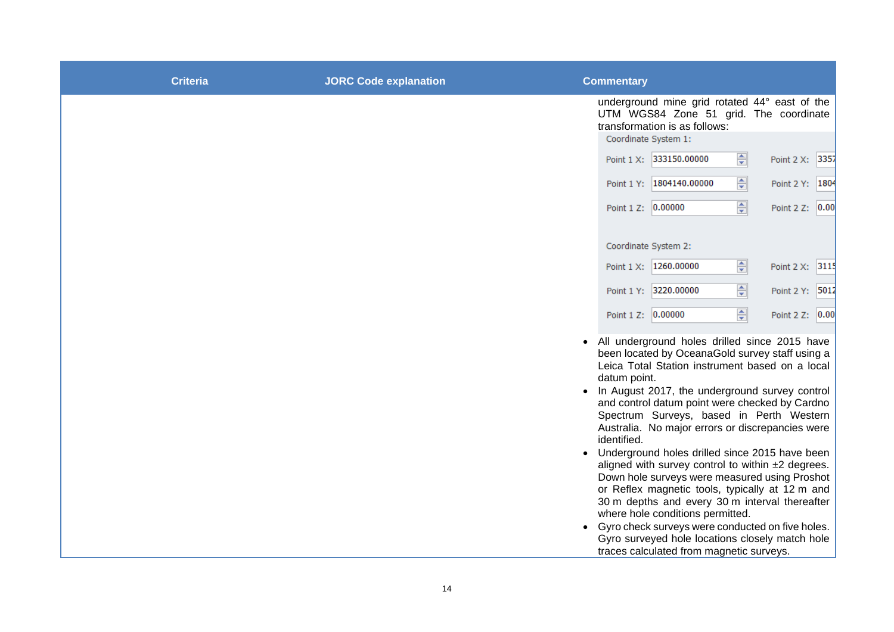| Criteria | JORC Code explanation | Commentary |
|---|---|---|
| | | underground mine grid rotated 44° east of the UTM WGS84 Zone 51 grid. The coordinate transformation is as follows:<br>Coordinate System 1:<br>Point 1 X: 333150.00000 Point 2 X: 3357<br>Point 1 Y: 1804140.00000 Point 2 Y: 1804<br>Point 1 Z: 0.00000 Point 2 Z: 0.00<br>Coordinate System 2:<br>Point 1 X: 1260.00000 Point 2 X: 3115<br>Point 1 Y: 3220.00000 Point 2 Y: 5012<br>Point 1 Z: 0.00000 Point 2 Z: 0.00<br>• All underground holes drilled since 2015 have been located by OceanaGold survey staff using a Leica Total Station instrument based on a local datum point.<br>• In August 2017, the underground survey control and control datum point were checked by Cardno Spectrum Surveys, based in Perth Western Australia. No major errors or discrepancies were identified.<br>• Underground holes drilled since 2015 have been aligned with survey control to within ±2 degrees. Down hole surveys were measured using Proshot or Reflex magnetic tools, typically at 12 m and 30 m depths and every 30 m interval thereafter where hole conditions permitted.<br>• Gyro check surveys were conducted on five holes. Gyro surveyed hole locations closely match hole traces calculated from magnetic surveys. |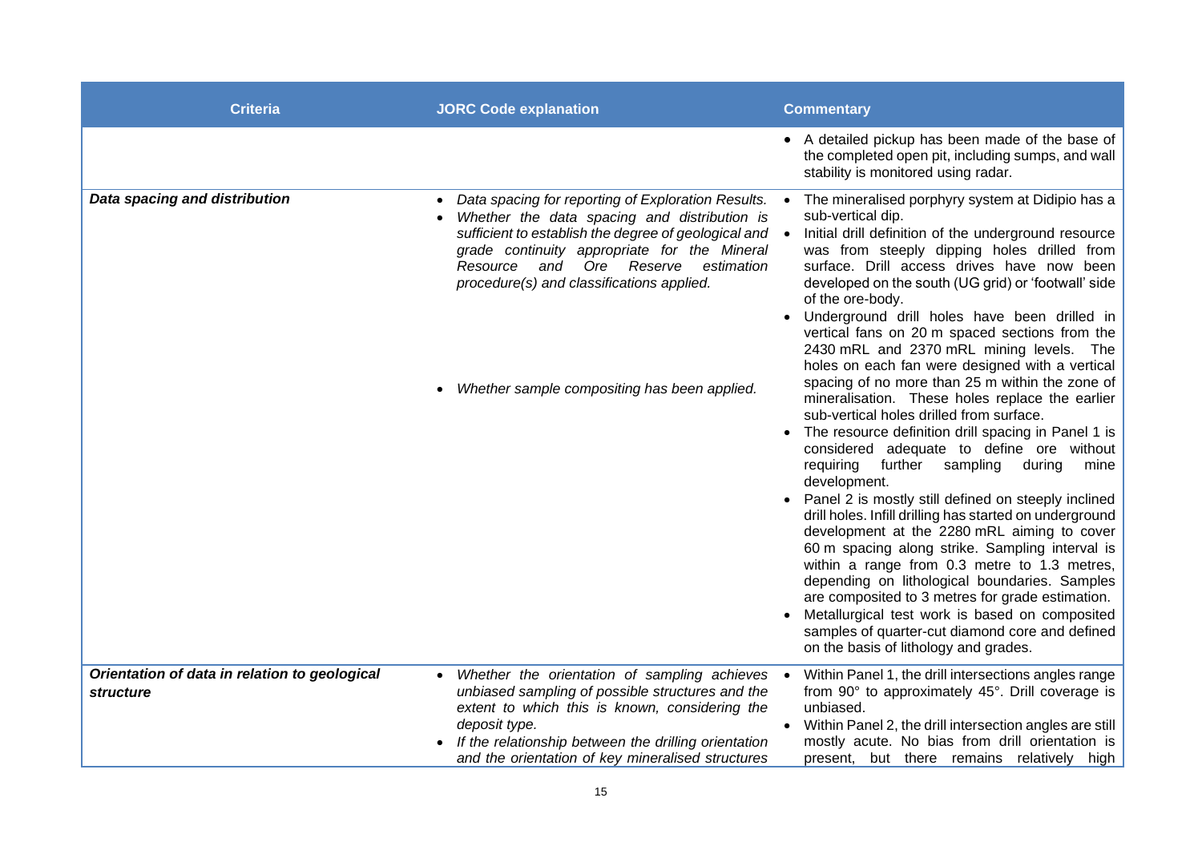| Criteria | JORC Code explanation | Commentary |
|---|---|---|
| | | • A detailed pickup has been made of the base of the completed open pit, including sumps, and wall stability is monitored using radar. |
| ***Data spacing and distribution*** | • *Data spacing for reporting of Exploration Results.*<br>• *Whether the data spacing and distribution is sufficient to establish the degree of geological and grade continuity appropriate for the Mineral Resource and Ore Reserve estimation procedure(s) and classifications applied.*<br>• *Whether sample compositing has been applied.* | • The mineralised porphyry system at Didipio has a sub-vertical dip.<br>• Initial drill definition of the underground resource was from steeply dipping holes drilled from surface. Drill access drives have now been developed on the south (UG grid) or 'footwall' side of the ore-body.<br>• Underground drill holes have been drilled in vertical fans on 20 m spaced sections from the 2430 mRL and 2370 mRL mining levels. The holes on each fan were designed with a vertical spacing of no more than 25 m within the zone of mineralisation. These holes replace the earlier sub-vertical holes drilled from surface.<br>• The resource definition drill spacing in Panel 1 is considered adequate to define ore without requiring further sampling during mine development.<br>• Panel 2 is mostly still defined on steeply inclined drill holes. Infill drilling has started on underground development at the 2280 mRL aiming to cover 60 m spacing along strike. Sampling interval is within a range from 0.3 metre to 1.3 metres, depending on lithological boundaries. Samples are composited to 3 metres for grade estimation.<br>• Metallurgical test work is based on composited samples of quarter-cut diamond core and defined on the basis of lithology and grades. |
| ***Orientation of data in relation to geological structure*** | • *Whether the orientation of sampling achieves unbiased sampling of possible structures and the extent to which this is known, considering the deposit type.*<br>• *If the relationship between the drilling orientation and the orientation of key mineralised structures* | • Within Panel 1, the drill intersections angles range from 90° to approximately 45°. Drill coverage is unbiased.<br>• Within Panel 2, the drill intersection angles are still mostly acute. No bias from drill orientation is present, but there remains relatively high |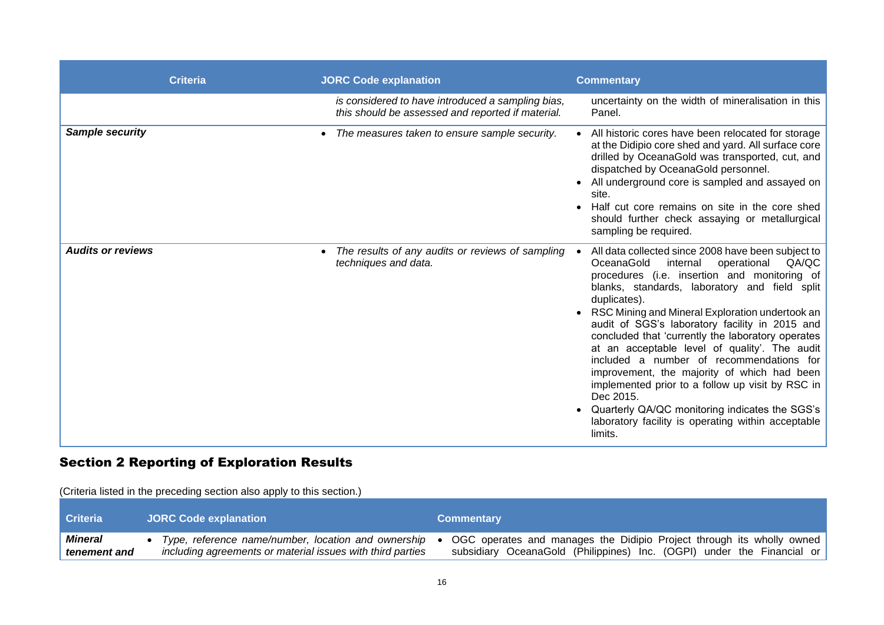| Criteria | JORC Code explanation | Commentary |
|---|---|---|
| | *is considered to have introduced a sampling bias, this should be assessed and reported if material.* | uncertainty on the width of mineralisation in this Panel. |
| ***Sample security*** | • *The measures taken to ensure sample security.* | • All historic cores have been relocated for storage at the Didipio core shed and yard. All surface core drilled by OceanaGold was transported, cut, and dispatched by OceanaGold personnel. <br> • All underground core is sampled and assayed on site. <br> • Half cut core remains on site in the core shed should further check assaying or metallurgical sampling be required. |
| ***Audits or reviews*** | • *The results of any audits or reviews of sampling techniques and data.* | • All data collected since 2008 have been subject to OceanaGold internal operational QA/QC procedures (i.e. insertion and monitoring of blanks, standards, laboratory and field split duplicates). <br> • RSC Mining and Mineral Exploration undertook an audit of SGS's laboratory facility in 2015 and concluded that 'currently the laboratory operates at an acceptable level of quality'. The audit included a number of recommendations for improvement, the majority of which had been implemented prior to a follow up visit by RSC in Dec 2015. <br> • Quarterly QA/QC monitoring indicates the SGS's laboratory facility is operating within acceptable limits. |

## Section 2 Reporting of Exploration Results

(Criteria listed in the preceding section also apply to this section.)

| Criteria | JORC Code explanation | Commentary |
|---|---|---|
| ***Mineral tenement and*** | • *Type, reference name/number, location and ownership including agreements or material issues with third parties* | • OGC operates and manages the Didipio Project through its wholly owned subsidiary OceanaGold (Philippines) Inc. (OGPI) under the Financial or |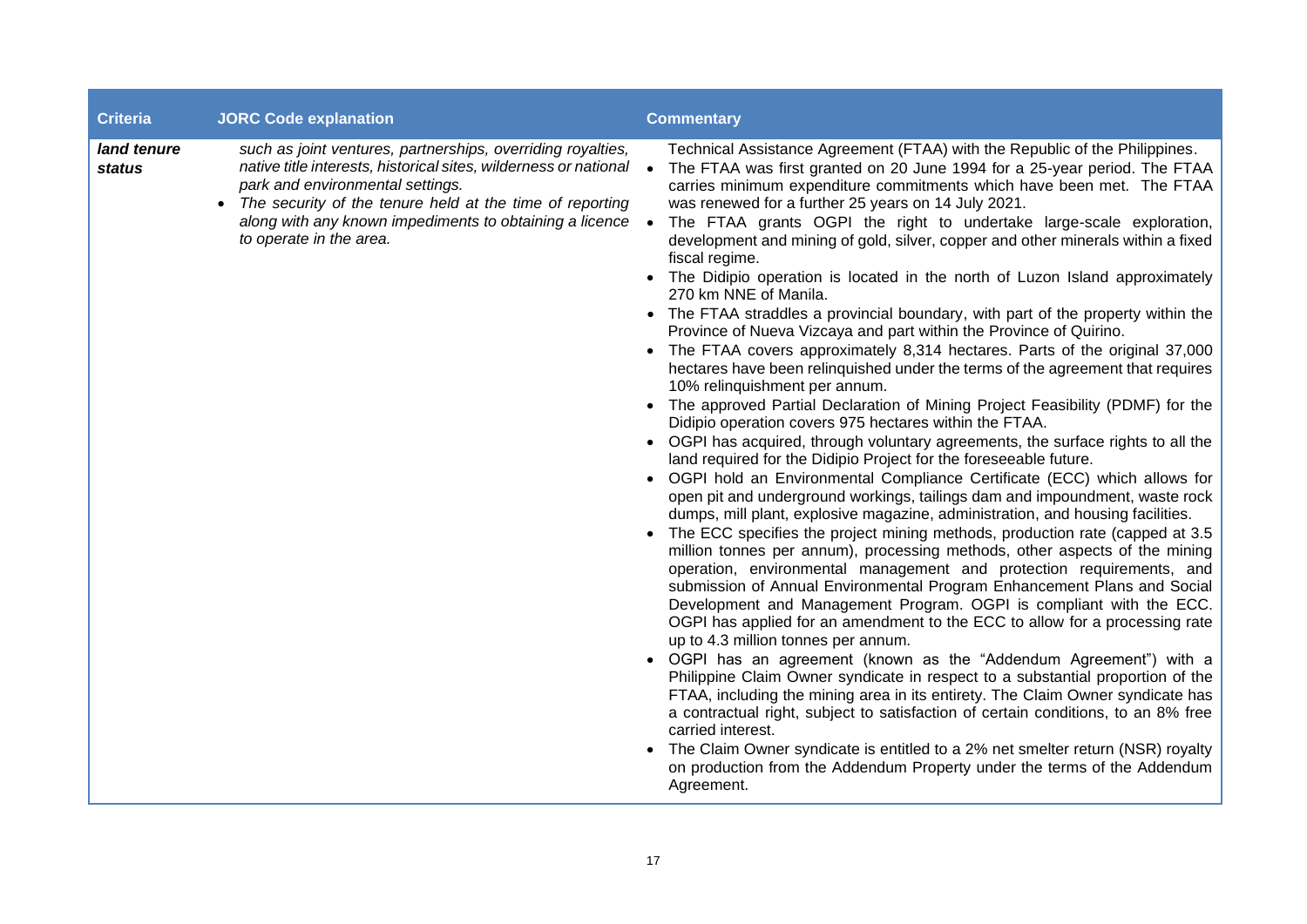| Criteria | JORC Code explanation | Commentary |
|---|---|---|
| ***land tenure status*** | *such as joint ventures, partnerships, overriding royalties, native title interests, historical sites, wilderness or national park and environmental settings.*<br>• *The security of the tenure held at the time of reporting along with any known impediments to obtaining a licence to operate in the area.* | Technical Assistance Agreement (FTAA) with the Republic of the Philippines.<br>• The FTAA was first granted on 20 June 1994 for a 25-year period. The FTAA carries minimum expenditure commitments which have been met. The FTAA was renewed for a further 25 years on 14 July 2021.<br>• The FTAA grants OGPI the right to undertake large-scale exploration, development and mining of gold, silver, copper and other minerals within a fixed fiscal regime.<br>• The Didipio operation is located in the north of Luzon Island approximately 270 km NNE of Manila.<br>• The FTAA straddles a provincial boundary, with part of the property within the Province of Nueva Vizcaya and part within the Province of Quirino.<br>• The FTAA covers approximately 8,314 hectares. Parts of the original 37,000 hectares have been relinquished under the terms of the agreement that requires 10% relinquishment per annum.<br>• The approved Partial Declaration of Mining Project Feasibility (PDMF) for the Didipio operation covers 975 hectares within the FTAA.<br>• OGPI has acquired, through voluntary agreements, the surface rights to all the land required for the Didipio Project for the foreseeable future.<br>• OGPI hold an Environmental Compliance Certificate (ECC) which allows for open pit and underground workings, tailings dam and impoundment, waste rock dumps, mill plant, explosive magazine, administration, and housing facilities.<br>• The ECC specifies the project mining methods, production rate (capped at 3.5 million tonnes per annum), processing methods, other aspects of the mining operation, environmental management and protection requirements, and submission of Annual Environmental Program Enhancement Plans and Social Development and Management Program. OGPI is compliant with the ECC. OGPI has applied for an amendment to the ECC to allow for a processing rate up to 4.3 million tonnes per annum.<br>• OGPI has an agreement (known as the "Addendum Agreement") with a Philippine Claim Owner syndicate in respect to a substantial proportion of the FTAA, including the mining area in its entirety. The Claim Owner syndicate has a contractual right, subject to satisfaction of certain conditions, to an 8% free carried interest.<br>• The Claim Owner syndicate is entitled to a 2% net smelter return (NSR) royalty on production from the Addendum Property under the terms of the Addendum Agreement. |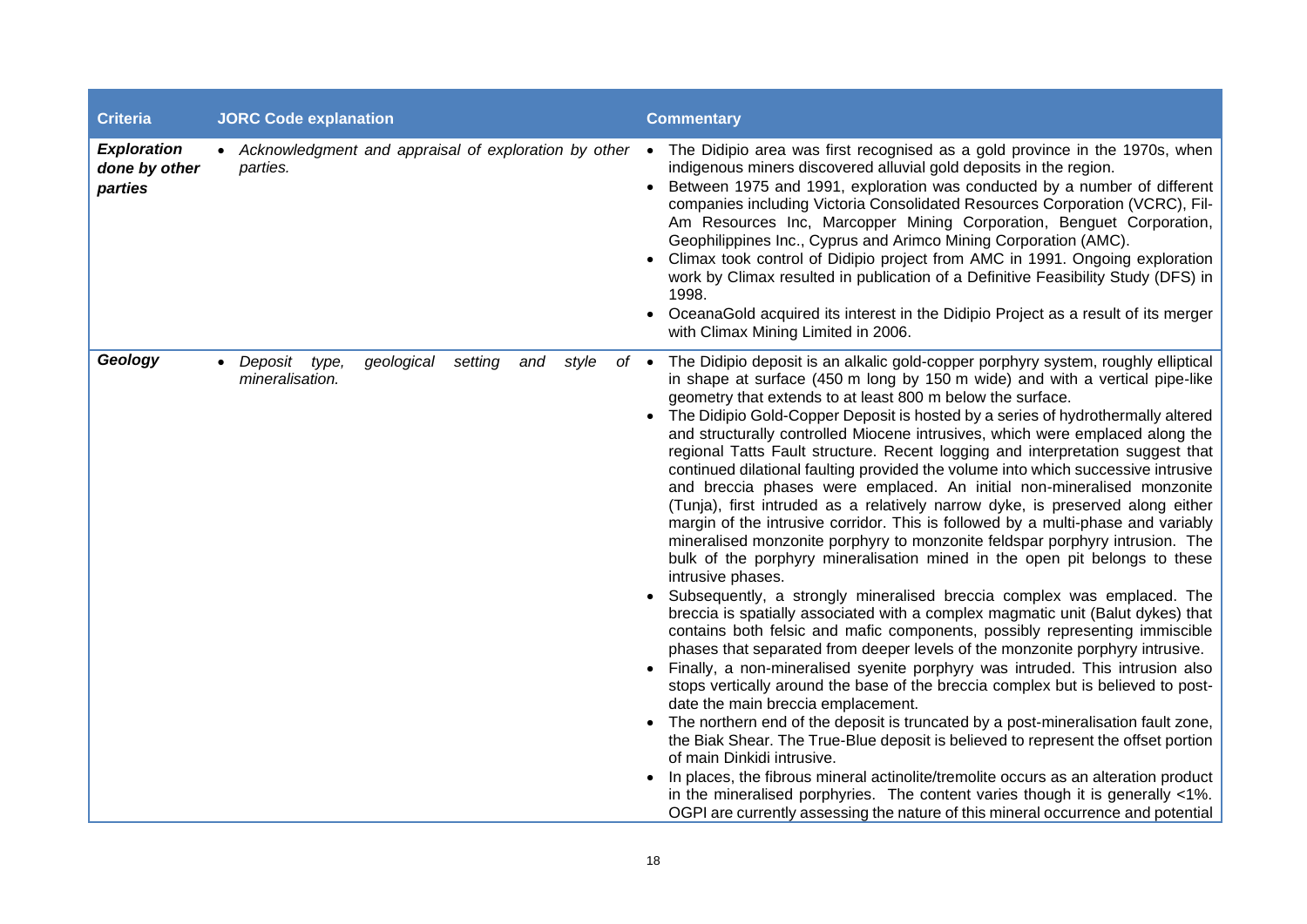| Criteria | JORC Code explanation | Commentary |
|---|---|---|
| ***Exploration done by other parties*** | • *Acknowledgment and appraisal of exploration by other parties.* | • The Didipio area was first recognised as a gold province in the 1970s, when indigenous miners discovered alluvial gold deposits in the region.<br>• Between 1975 and 1991, exploration was conducted by a number of different companies including Victoria Consolidated Resources Corporation (VCRC), Fil-Am Resources Inc, Marcopper Mining Corporation, Benguet Corporation, Geophilippines Inc., Cyprus and Arimco Mining Corporation (AMC).<br>• Climax took control of Didipio project from AMC in 1991. Ongoing exploration work by Climax resulted in publication of a Definitive Feasibility Study (DFS) in 1998.<br>• OceanaGold acquired its interest in the Didipio Project as a result of its merger with Climax Mining Limited in 2006. |
| ***Geology*** | • *Deposit type, geological setting and style of mineralisation.* | • The Didipio deposit is an alkalic gold-copper porphyry system, roughly elliptical in shape at surface (450 m long by 150 m wide) and with a vertical pipe-like geometry that extends to at least 800 m below the surface.<br>• The Didipio Gold-Copper Deposit is hosted by a series of hydrothermally altered and structurally controlled Miocene intrusives, which were emplaced along the regional Tatts Fault structure. Recent logging and interpretation suggest that continued dilational faulting provided the volume into which successive intrusive and breccia phases were emplaced. An initial non-mineralised monzonite (Tunja), first intruded as a relatively narrow dyke, is preserved along either margin of the intrusive corridor. This is followed by a multi-phase and variably mineralised monzonite porphyry to monzonite feldspar porphyry intrusion. The bulk of the porphyry mineralisation mined in the open pit belongs to these intrusive phases.<br>• Subsequently, a strongly mineralised breccia complex was emplaced. The breccia is spatially associated with a complex magmatic unit (Balut dykes) that contains both felsic and mafic components, possibly representing immiscible phases that separated from deeper levels of the monzonite porphyry intrusive.<br>• Finally, a non-mineralised syenite porphyry was intruded. This intrusion also stops vertically around the base of the breccia complex but is believed to post-date the main breccia emplacement.<br>• The northern end of the deposit is truncated by a post-mineralisation fault zone, the Biak Shear. The True-Blue deposit is believed to represent the offset portion of main Dinkidi intrusive.<br>• In places, the fibrous mineral actinolite/tremolite occurs as an alteration product in the mineralised porphyries. The content varies though it is generally <1%. OGPI are currently assessing the nature of this mineral occurrence and potential |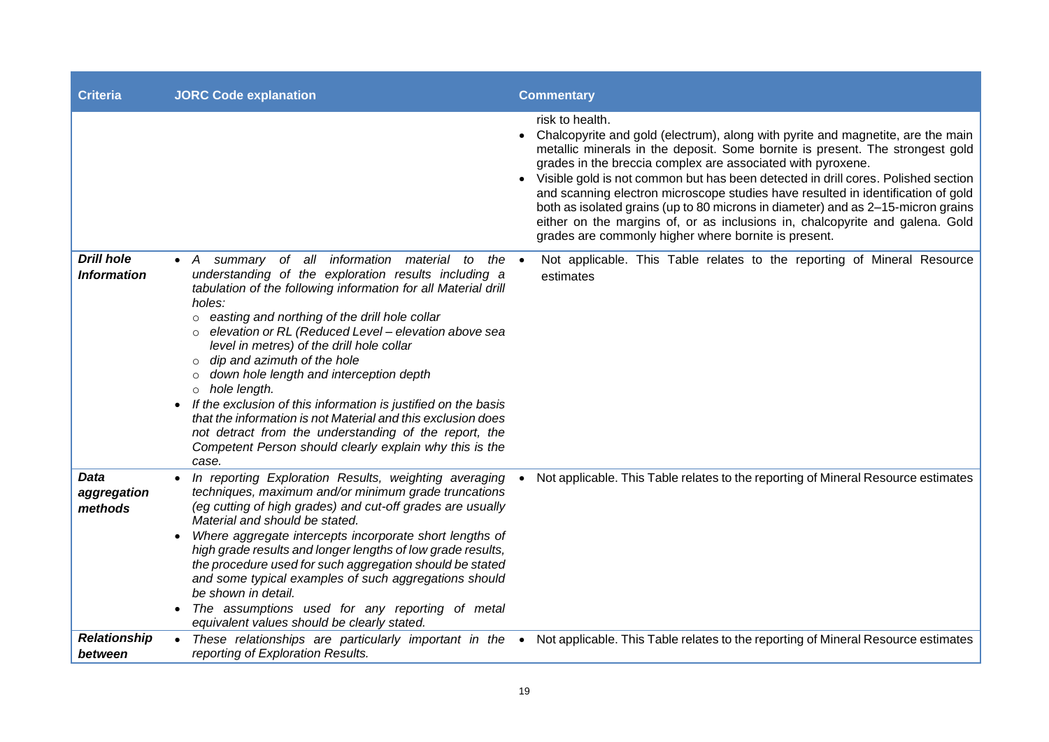| Criteria | JORC Code explanation | Commentary |
|---|---|---|
| | | risk to health.<br>• Chalcopyrite and gold (electrum), along with pyrite and magnetite, are the main metallic minerals in the deposit. Some bornite is present. The strongest gold grades in the breccia complex are associated with pyroxene.<br>• Visible gold is not common but has been detected in drill cores. Polished section and scanning electron microscope studies have resulted in identification of gold both as isolated grains (up to 80 microns in diameter) and as 2–15-micron grains either on the margins of, or as inclusions in, chalcopyrite and galena. Gold grades are commonly higher where bornite is present. |
| ***Drill hole Information*** | • *A summary of all information material to the understanding of the exploration results including a tabulation of the following information for all Material drill holes:*<br>○ *easting and northing of the drill hole collar*<br>○ *elevation or RL (Reduced Level – elevation above sea level in metres) of the drill hole collar*<br>○ *dip and azimuth of the hole*<br>○ *down hole length and interception depth*<br>○ *hole length.*<br>• *If the exclusion of this information is justified on the basis that the information is not Material and this exclusion does not detract from the understanding of the report, the Competent Person should clearly explain why this is the case.* | • Not applicable. This Table relates to the reporting of Mineral Resource estimates |
| ***Data aggregation methods*** | • *In reporting Exploration Results, weighting averaging techniques, maximum and/or minimum grade truncations (eg cutting of high grades) and cut-off grades are usually Material and should be stated.*<br>• *Where aggregate intercepts incorporate short lengths of high grade results and longer lengths of low grade results, the procedure used for such aggregation should be stated and some typical examples of such aggregations should be shown in detail.*<br>• *The assumptions used for any reporting of metal equivalent values should be clearly stated.* | • Not applicable. This Table relates to the reporting of Mineral Resource estimates |
| ***Relationship between*** | • *These relationships are particularly important in the reporting of Exploration Results.* | • Not applicable. This Table relates to the reporting of Mineral Resource estimates |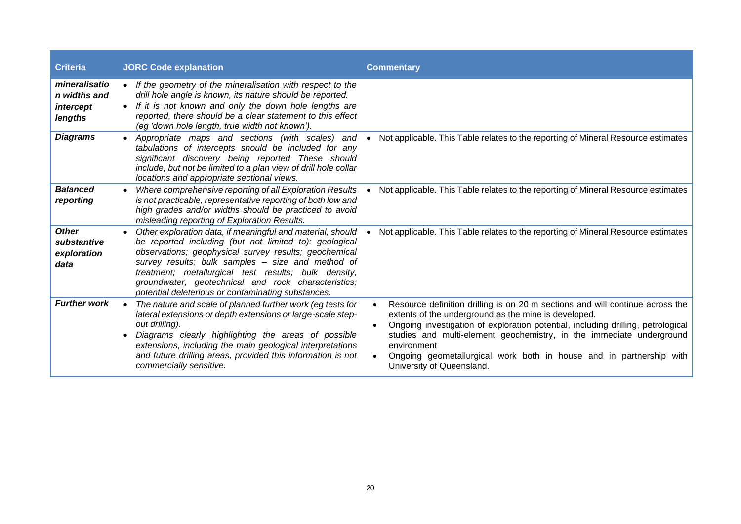| Criteria | JORC Code explanation | Commentary |
|---|---|---|
| ***mineralisation widths and intercept lengths*** | • *If the geometry of the mineralisation with respect to the drill hole angle is known, its nature should be reported.*<br>• *If it is not known and only the down hole lengths are reported, there should be a clear statement to this effect (eg 'down hole length, true width not known').* | |
| ***Diagrams*** | • *Appropriate maps and sections (with scales) and tabulations of intercepts should be included for any significant discovery being reported These should include, but not be limited to a plan view of drill hole collar locations and appropriate sectional views.* | • Not applicable. This Table relates to the reporting of Mineral Resource estimates |
| ***Balanced reporting*** | • *Where comprehensive reporting of all Exploration Results is not practicable, representative reporting of both low and high grades and/or widths should be practiced to avoid misleading reporting of Exploration Results.* | • Not applicable. This Table relates to the reporting of Mineral Resource estimates |
| ***Other substantive exploration data*** | • *Other exploration data, if meaningful and material, should be reported including (but not limited to): geological observations; geophysical survey results; geochemical survey results; bulk samples – size and method of treatment; metallurgical test results; bulk density, groundwater, geotechnical and rock characteristics; potential deleterious or contaminating substances.* | • Not applicable. This Table relates to the reporting of Mineral Resource estimates |
| ***Further work*** | • *The nature and scale of planned further work (eg tests for lateral extensions or depth extensions or large-scale step-out drilling).*<br>• *Diagrams clearly highlighting the areas of possible extensions, including the main geological interpretations and future drilling areas, provided this information is not commercially sensitive.* | • Resource definition drilling is on 20 m sections and will continue across the extents of the underground as the mine is developed.<br>• Ongoing investigation of exploration potential, including drilling, petrological studies and multi-element geochemistry, in the immediate underground environment<br>• Ongoing geometallurgical work both in house and in partnership with University of Queensland. |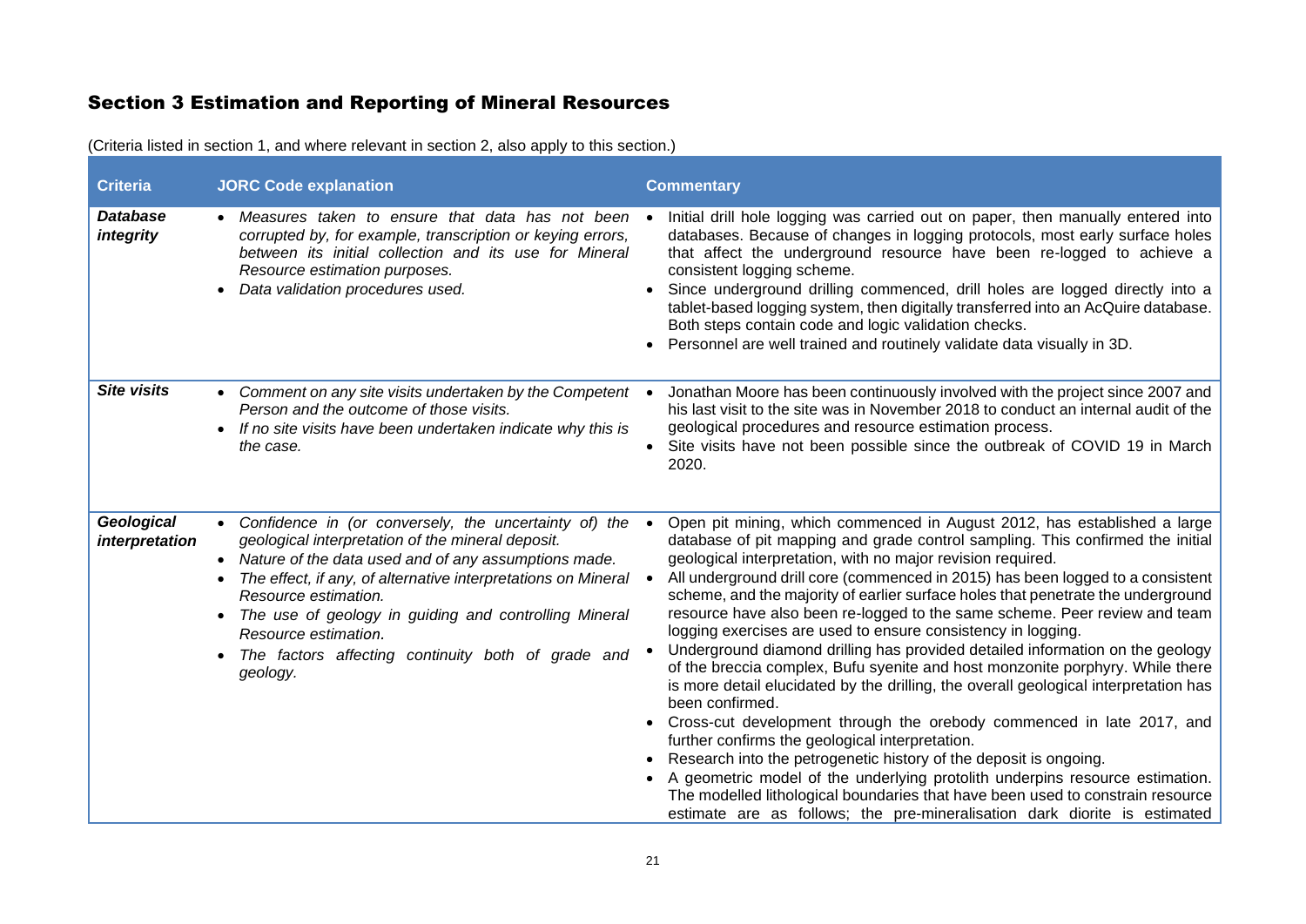## Section 3 Estimation and Reporting of Mineral Resources

(Criteria listed in section 1, and where relevant in section 2, also apply to this section.)

| Criteria | JORC Code explanation | Commentary |
|---|---|---|
| ***Database integrity*** | • *Measures taken to ensure that data has not been corrupted by, for example, transcription or keying errors, between its initial collection and its use for Mineral Resource estimation purposes.*<br>• *Data validation procedures used.* | • Initial drill hole logging was carried out on paper, then manually entered into databases. Because of changes in logging protocols, most early surface holes that affect the underground resource have been re-logged to achieve a consistent logging scheme.<br>• Since underground drilling commenced, drill holes are logged directly into a tablet-based logging system, then digitally transferred into an AcQuire database. Both steps contain code and logic validation checks.<br>• Personnel are well trained and routinely validate data visually in 3D. |
| ***Site visits*** | • *Comment on any site visits undertaken by the Competent Person and the outcome of those visits.*<br>• *If no site visits have been undertaken indicate why this is the case.* | • Jonathan Moore has been continuously involved with the project since 2007 and his last visit to the site was in November 2018 to conduct an internal audit of the geological procedures and resource estimation process.<br>• Site visits have not been possible since the outbreak of COVID 19 in March 2020. |
| ***Geological interpretation*** | • *Confidence in (or conversely, the uncertainty of) the geological interpretation of the mineral deposit.*<br>• *Nature of the data used and of any assumptions made.*<br>• *The effect, if any, of alternative interpretations on Mineral Resource estimation.*<br>• *The use of geology in guiding and controlling Mineral Resource estimation.*<br>• *The factors affecting continuity both of grade and geology.* | • Open pit mining, which commenced in August 2012, has established a large database of pit mapping and grade control sampling. This confirmed the initial geological interpretation, with no major revision required.<br>• All underground drill core (commenced in 2015) has been logged to a consistent scheme, and the majority of earlier surface holes that penetrate the underground resource have also been re-logged to the same scheme. Peer review and team logging exercises are used to ensure consistency in logging.<br>• Underground diamond drilling has provided detailed information on the geology of the breccia complex, Bufu syenite and host monzonite porphyry. While there is more detail elucidated by the drilling, the overall geological interpretation has been confirmed.<br>• Cross-cut development through the orebody commenced in late 2017, and further confirms the geological interpretation.<br>• Research into the petrogenetic history of the deposit is ongoing.<br>• A geometric model of the underlying protolith underpins resource estimation. The modelled lithological boundaries that have been used to constrain resource estimate are as follows; the pre-mineralisation dark diorite is estimated |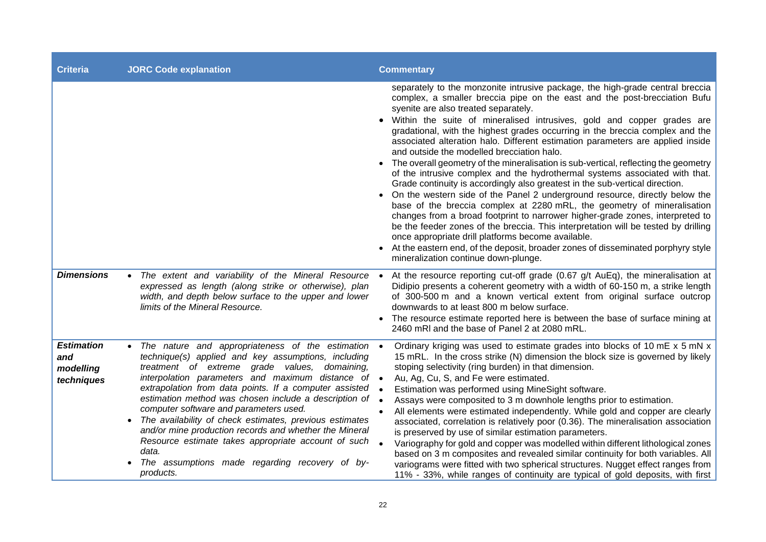| Criteria | JORC Code explanation | Commentary |
|---|---|---|
| | | separately to the monzonite intrusive package, the high-grade central breccia complex, a smaller breccia pipe on the east and the post-brecciation Bufu syenite are also treated separately.<br>• Within the suite of mineralised intrusives, gold and copper grades are gradational, with the highest grades occurring in the breccia complex and the associated alteration halo. Different estimation parameters are applied inside and outside the modelled brecciation halo.<br>• The overall geometry of the mineralisation is sub-vertical, reflecting the geometry of the intrusive complex and the hydrothermal systems associated with that. Grade continuity is accordingly also greatest in the sub-vertical direction.<br>• On the western side of the Panel 2 underground resource, directly below the base of the breccia complex at 2280 mRL, the geometry of mineralisation changes from a broad footprint to narrower higher-grade zones, interpreted to be the feeder zones of the breccia. This interpretation will be tested by drilling once appropriate drill platforms become available.<br>• At the eastern end, of the deposit, broader zones of disseminated porphyry style mineralization continue down-plunge. |
| ***Dimensions*** | • *The extent and variability of the Mineral Resource expressed as length (along strike or otherwise), plan width, and depth below surface to the upper and lower limits of the Mineral Resource.* | • At the resource reporting cut-off grade (0.67 g/t AuEq), the mineralisation at Didipio presents a coherent geometry with a width of 60-150 m, a strike length of 300-500 m and a known vertical extent from original surface outcrop downwards to at least 800 m below surface.<br>• The resource estimate reported here is between the base of surface mining at 2460 mRl and the base of Panel 2 at 2080 mRL. |
| ***Estimation and modelling techniques*** | • *The nature and appropriateness of the estimation technique(s) applied and key assumptions, including treatment of extreme grade values, domaining, interpolation parameters and maximum distance of extrapolation from data points. If a computer assisted estimation method was chosen include a description of computer software and parameters used.*<br>• *The availability of check estimates, previous estimates and/or mine production records and whether the Mineral Resource estimate takes appropriate account of such data.*<br>• *The assumptions made regarding recovery of by-products.* | • Ordinary kriging was used to estimate grades into blocks of 10 mE x 5 mN x 15 mRL. In the cross strike (N) dimension the block size is governed by likely stoping selectivity (ring burden) in that dimension.<br>• Au, Ag, Cu, S, and Fe were estimated.<br>• Estimation was performed using MineSight software.<br>• Assays were composited to 3 m downhole lengths prior to estimation.<br>• All elements were estimated independently. While gold and copper are clearly associated, correlation is relatively poor (0.36). The mineralisation association is preserved by use of similar estimation parameters.<br>• Variography for gold and copper was modelled within different lithological zones based on 3 m composites and revealed similar continuity for both variables. All variograms were fitted with two spherical structures. Nugget effect ranges from 11% - 33%, while ranges of continuity are typical of gold deposits, with first |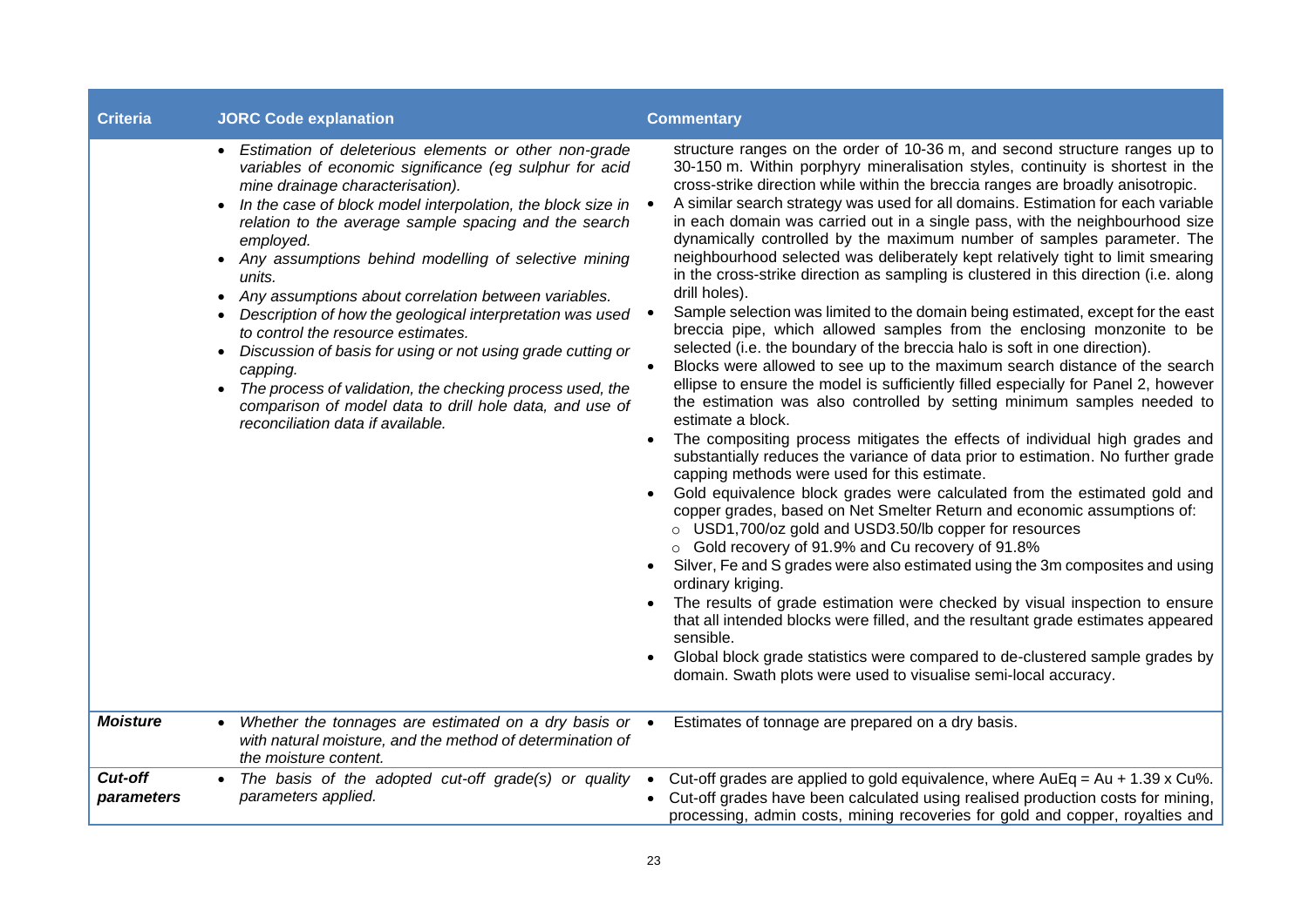| Criteria | JORC Code explanation | Commentary |
|---|---|---|
| | <ul><li>*Estimation of deleterious elements or other non-grade variables of economic significance (eg sulphur for acid mine drainage characterisation).*</li><li>*In the case of block model interpolation, the block size in relation to the average sample spacing and the search employed.*</li><li>*Any assumptions behind modelling of selective mining units.*</li><li>*Any assumptions about correlation between variables.*</li><li>*Description of how the geological interpretation was used to control the resource estimates.*</li><li>*Discussion of basis for using or not using grade cutting or capping.*</li><li>*The process of validation, the checking process used, the comparison of model data to drill hole data, and use of reconciliation data if available.*</li></ul> | structure ranges on the order of 10-36 m, and second structure ranges up to 30-150 m. Within porphyry mineralisation styles, continuity is shortest in the cross-strike direction while within the breccia ranges are broadly anisotropic.<ul><li>A similar search strategy was used for all domains. Estimation for each variable in each domain was carried out in a single pass, with the neighbourhood size dynamically controlled by the maximum number of samples parameter. The neighbourhood selected was deliberately kept relatively tight to limit smearing in the cross-strike direction as sampling is clustered in this direction (i.e. along drill holes).</li><li>Sample selection was limited to the domain being estimated, except for the east breccia pipe, which allowed samples from the enclosing monzonite to be selected (i.e. the boundary of the breccia halo is soft in one direction).</li><li>Blocks were allowed to see up to the maximum search distance of the search ellipse to ensure the model is sufficiently filled especially for Panel 2, however the estimation was also controlled by setting minimum samples needed to estimate a block.</li><li>The compositing process mitigates the effects of individual high grades and substantially reduces the variance of data prior to estimation. No further grade capping methods were used for this estimate.</li><li>Gold equivalence block grades were calculated from the estimated gold and copper grades, based on Net Smelter Return and economic assumptions of:<ul><li>USD1,700/oz gold and USD3.50/lb copper for resources</li><li>Gold recovery of 91.9% and Cu recovery of 91.8%</li></ul></li><li>Silver, Fe and S grades were also estimated using the 3m composites and using ordinary kriging.</li><li>The results of grade estimation were checked by visual inspection to ensure that all intended blocks were filled, and the resultant grade estimates appeared sensible.</li><li>Global block grade statistics were compared to de-clustered sample grades by domain. Swath plots were used to visualise semi-local accuracy.</li></ul> |
| ***Moisture*** | <ul><li>*Whether the tonnages are estimated on a dry basis or with natural moisture, and the method of determination of the moisture content.*</li></ul> | <ul><li>Estimates of tonnage are prepared on a dry basis.</li></ul> |
| ***Cut-off parameters*** | <ul><li>*The basis of the adopted cut-off grade(s) or quality parameters applied.*</li></ul> | <ul><li>Cut-off grades are applied to gold equivalence, where AuEq = Au + 1.39 x Cu%.</li><li>Cut-off grades have been calculated using realised production costs for mining, processing, admin costs, mining recoveries for gold and copper, royalties and</li></ul> |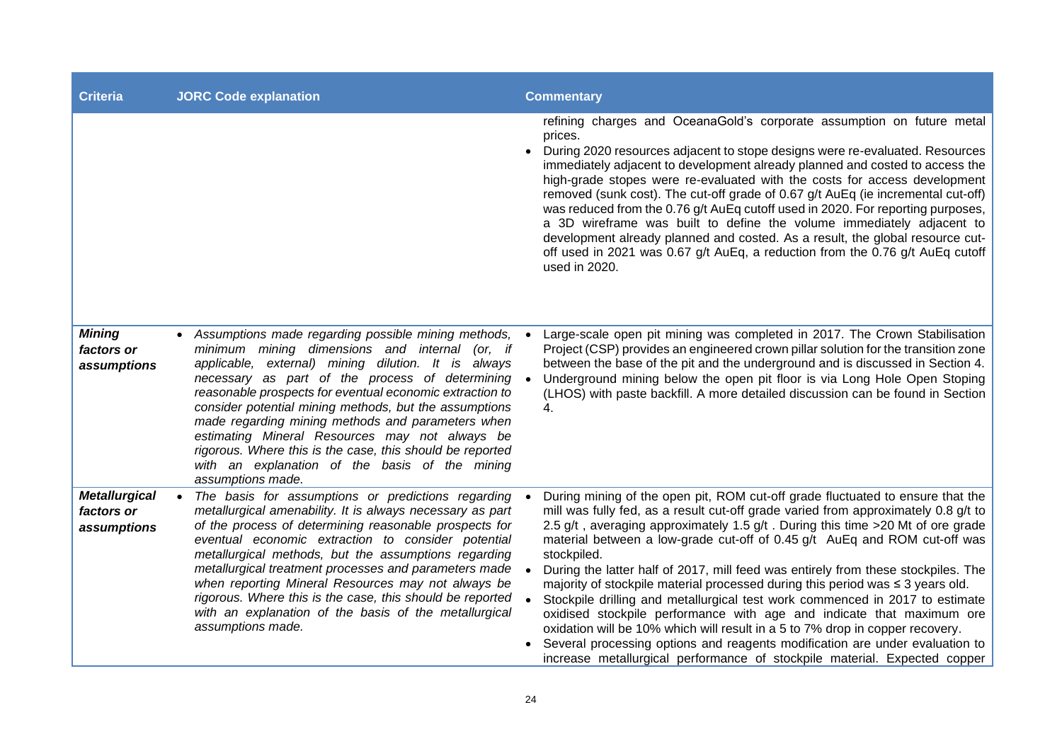| Criteria | JORC Code explanation | Commentary |
|---|---|---|
| | | refining charges and OceanaGold's corporate assumption on future metal prices.<br>• During 2020 resources adjacent to stope designs were re-evaluated. Resources immediately adjacent to development already planned and costed to access the high-grade stopes were re-evaluated with the costs for access development removed (sunk cost). The cut-off grade of 0.67 g/t AuEq (ie incremental cut-off) was reduced from the 0.76 g/t AuEq cutoff used in 2020. For reporting purposes, a 3D wireframe was built to define the volume immediately adjacent to development already planned and costed. As a result, the global resource cut-off used in 2021 was 0.67 g/t AuEq, a reduction from the 0.76 g/t AuEq cutoff used in 2020. |
| ***Mining factors or assumptions*** | • *Assumptions made regarding possible mining methods, minimum mining dimensions and internal (or, if applicable, external) mining dilution. It is always necessary as part of the process of determining reasonable prospects for eventual economic extraction to consider potential mining methods, but the assumptions made regarding mining methods and parameters when estimating Mineral Resources may not always be rigorous. Where this is the case, this should be reported with an explanation of the basis of the mining assumptions made.* | • Large-scale open pit mining was completed in 2017. The Crown Stabilisation Project (CSP) provides an engineered crown pillar solution for the transition zone between the base of the pit and the underground and is discussed in Section 4.<br>• Underground mining below the open pit floor is via Long Hole Open Stoping (LHOS) with paste backfill. A more detailed discussion can be found in Section 4. |
| ***Metallurgical factors or assumptions*** | • *The basis for assumptions or predictions regarding metallurgical amenability. It is always necessary as part of the process of determining reasonable prospects for eventual economic extraction to consider potential metallurgical methods, but the assumptions regarding metallurgical treatment processes and parameters made when reporting Mineral Resources may not always be rigorous. Where this is the case, this should be reported with an explanation of the basis of the metallurgical assumptions made.* | • During mining of the open pit, ROM cut-off grade fluctuated to ensure that the mill was fully fed, as a result cut-off grade varied from approximately 0.8 g/t to 2.5 g/t , averaging approximately 1.5 g/t . During this time >20 Mt of ore grade material between a low-grade cut-off of 0.45 g/t AuEq and ROM cut-off was stockpiled.<br>• During the latter half of 2017, mill feed was entirely from these stockpiles. The majority of stockpile material processed during this period was ≤ 3 years old.<br>• Stockpile drilling and metallurgical test work commenced in 2017 to estimate oxidised stockpile performance with age and indicate that maximum ore oxidation will be 10% which will result in a 5 to 7% drop in copper recovery.<br>• Several processing options and reagents modification are under evaluation to increase metallurgical performance of stockpile material. Expected copper |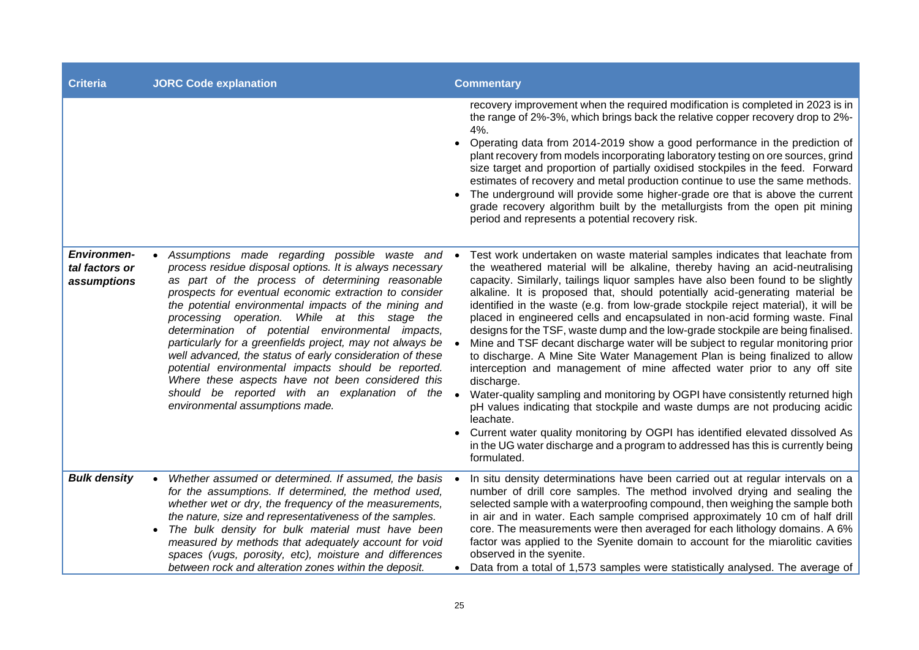| Criteria | JORC Code explanation | Commentary |
|---|---|---|
| | | recovery improvement when the required modification is completed in 2023 is in the range of 2%-3%, which brings back the relative copper recovery drop to 2%-4%. <br>• Operating data from 2014-2019 show a good performance in the prediction of plant recovery from models incorporating laboratory testing on ore sources, grind size target and proportion of partially oxidised stockpiles in the feed. Forward estimates of recovery and metal production continue to use the same methods. <br>• The underground will provide some higher-grade ore that is above the current grade recovery algorithm built by the metallurgists from the open pit mining period and represents a potential recovery risk. |
| ***Environmental factors or assumptions*** | • *Assumptions made regarding possible waste and process residue disposal options. It is always necessary as part of the process of determining reasonable prospects for eventual economic extraction to consider the potential environmental impacts of the mining and processing operation. While at this stage the determination of potential environmental impacts, particularly for a greenfields project, may not always be well advanced, the status of early consideration of these potential environmental impacts should be reported. Where these aspects have not been considered this should be reported with an explanation of the environmental assumptions made.* | • Test work undertaken on waste material samples indicates that leachate from the weathered material will be alkaline, thereby having an acid-neutralising capacity. Similarly, tailings liquor samples have also been found to be slightly alkaline. It is proposed that, should potentially acid-generating material be identified in the waste (e.g. from low-grade stockpile reject material), it will be placed in engineered cells and encapsulated in non-acid forming waste. Final designs for the TSF, waste dump and the low-grade stockpile are being finalised. <br>• Mine and TSF decant discharge water will be subject to regular monitoring prior to discharge. A Mine Site Water Management Plan is being finalized to allow interception and management of mine affected water prior to any off site discharge. <br>• Water-quality sampling and monitoring by OGPI have consistently returned high pH values indicating that stockpile and waste dumps are not producing acidic leachate. <br>• Current water quality monitoring by OGPI has identified elevated dissolved As in the UG water discharge and a program to addressed has this is currently being formulated. |
| ***Bulk density*** | • *Whether assumed or determined. If assumed, the basis for the assumptions. If determined, the method used, whether wet or dry, the frequency of the measurements, the nature, size and representativeness of the samples.* <br>• *The bulk density for bulk material must have been measured by methods that adequately account for void spaces (vugs, porosity, etc), moisture and differences between rock and alteration zones within the deposit.* | • In situ density determinations have been carried out at regular intervals on a number of drill core samples. The method involved drying and sealing the selected sample with a waterproofing compound, then weighing the sample both in air and in water. Each sample comprised approximately 10 cm of half drill core. The measurements were then averaged for each lithology domains. A 6% factor was applied to the Syenite domain to account for the miarolitic cavities observed in the syenite. <br>• Data from a total of 1,573 samples were statistically analysed. The average of |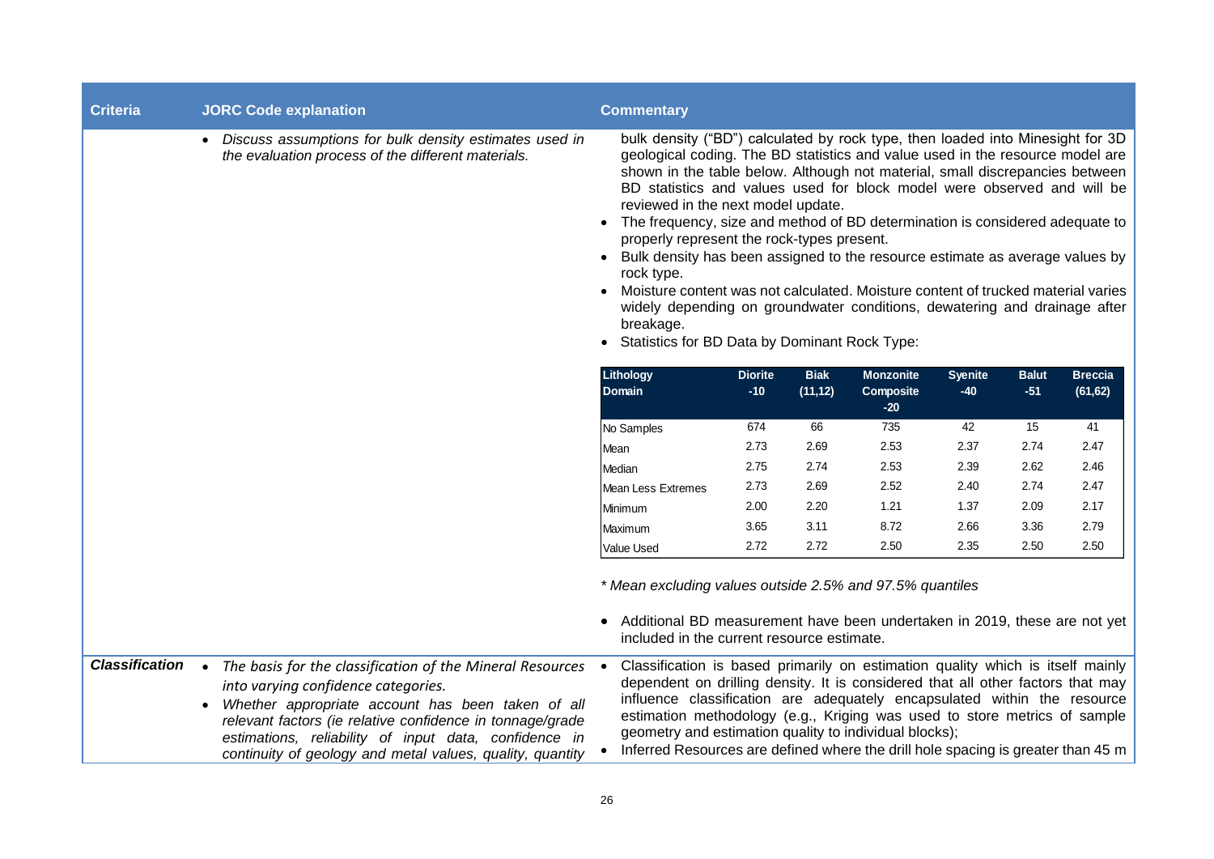| Criteria | JORC Code explanation | Commentary |
|---|---|---|
| | • *Discuss assumptions for bulk density estimates used in the evaluation process of the different materials.* | bulk density ("BD") calculated by rock type, then loaded into Minesight for 3D geological coding. The BD statistics and value used in the resource model are shown in the table below. Although not material, small discrepancies between BD statistics and values used for block model were observed and will be reviewed in the next model update.<br>• The frequency, size and method of BD determination is considered adequate to properly represent the rock-types present.<br>• Bulk density has been assigned to the resource estimate as average values by rock type.<br>• Moisture content was not calculated. Moisture content of trucked material varies widely depending on groundwater conditions, dewatering and drainage after breakage.<br>• Statistics for BD Data by Dominant Rock Type: |

| Lithology Domain | Diorite -10 | Biak (11,12) | Monzonite Composite -20 | Syenite -40 | Balut -51 | Breccia (61,62) |
|---|---|---|---|---|---|---|
| No Samples | 674 | 66 | 735 | 42 | 15 | 41 |
| Mean | 2.73 | 2.69 | 2.53 | 2.37 | 2.74 | 2.47 |
| Median | 2.75 | 2.74 | 2.53 | 2.39 | 2.62 | 2.46 |
| Mean Less Extremes | 2.73 | 2.69 | 2.52 | 2.40 | 2.74 | 2.47 |
| Minimum | 2.00 | 2.20 | 1.21 | 1.37 | 2.09 | 2.17 |
| Maximum | 3.65 | 3.11 | 8.72 | 2.66 | 3.36 | 2.79 |
| Value Used | 2.72 | 2.72 | 2.50 | 2.35 | 2.50 | 2.50 |

*\* Mean excluding values outside 2.5% and 97.5% quantiles*

• Additional BD measurement have been undertaken in 2019, these are not yet included in the current resource estimate.

| Criteria | JORC Code explanation | Commentary |
|---|---|---|
| ***Classification*** | • *The basis for the classification of the Mineral Resources into varying confidence categories.*<br>• *Whether appropriate account has been taken of all relevant factors (ie relative confidence in tonnage/grade estimations, reliability of input data, confidence in continuity of geology and metal values, quality, quantity* | • Classification is based primarily on estimation quality which is itself mainly dependent on drilling density. It is considered that all other factors that may influence classification are adequately encapsulated within the resource estimation methodology (e.g., Kriging was used to store metrics of sample geometry and estimation quality to individual blocks);<br>• Inferred Resources are defined where the drill hole spacing is greater than 45 m |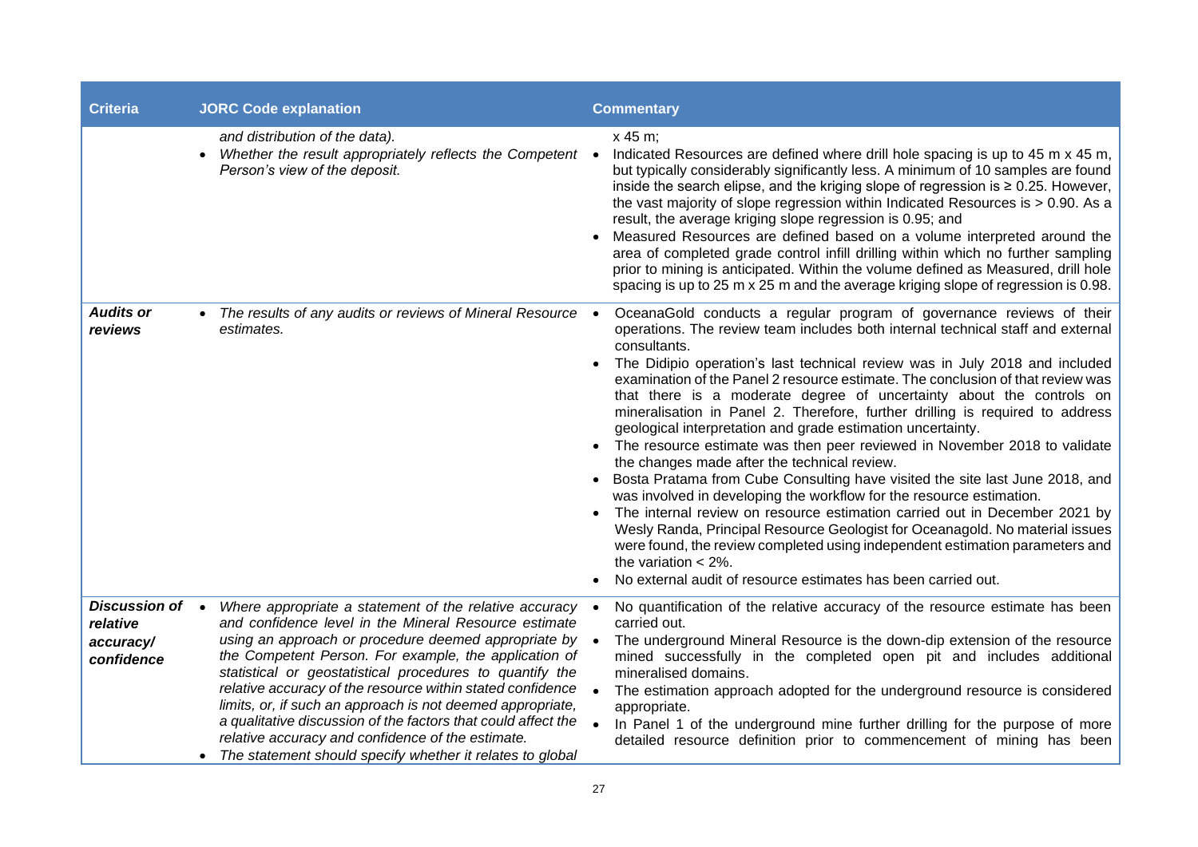| Criteria | JORC Code explanation | Commentary |
|---|---|---|
| | *and distribution of the data).*<br>• *Whether the result appropriately reflects the Competent Person's view of the deposit.* | x 45 m;<br>• Indicated Resources are defined where drill hole spacing is up to 45 m x 45 m, but typically considerably significantly less. A minimum of 10 samples are found inside the search elipse, and the kriging slope of regression is ≥ 0.25. However, the vast majority of slope regression within Indicated Resources is > 0.90. As a result, the average kriging slope regression is 0.95; and<br>• Measured Resources are defined based on a volume interpreted around the area of completed grade control infill drilling within which no further sampling prior to mining is anticipated. Within the volume defined as Measured, drill hole spacing is up to 25 m x 25 m and the average kriging slope of regression is 0.98. |
| ***Audits or reviews*** | • *The results of any audits or reviews of Mineral Resource estimates.* | • OceanaGold conducts a regular program of governance reviews of their operations. The review team includes both internal technical staff and external consultants.<br>• The Didipio operation's last technical review was in July 2018 and included examination of the Panel 2 resource estimate. The conclusion of that review was that there is a moderate degree of uncertainty about the controls on mineralisation in Panel 2. Therefore, further drilling is required to address geological interpretation and grade estimation uncertainty.<br>• The resource estimate was then peer reviewed in November 2018 to validate the changes made after the technical review.<br>• Bosta Pratama from Cube Consulting have visited the site last June 2018, and was involved in developing the workflow for the resource estimation.<br>• The internal review on resource estimation carried out in December 2021 by Wesly Randa, Principal Resource Geologist for Oceanagold. No material issues were found, the review completed using independent estimation parameters and the variation < 2%.<br>• No external audit of resource estimates has been carried out. |
| ***Discussion of relative accuracy/ confidence*** | • *Where appropriate a statement of the relative accuracy and confidence level in the Mineral Resource estimate using an approach or procedure deemed appropriate by the Competent Person. For example, the application of statistical or geostatistical procedures to quantify the relative accuracy of the resource within stated confidence limits, or, if such an approach is not deemed appropriate, a qualitative discussion of the factors that could affect the relative accuracy and confidence of the estimate.*<br>• *The statement should specify whether it relates to global* | • No quantification of the relative accuracy of the resource estimate has been carried out.<br>• The underground Mineral Resource is the down-dip extension of the resource mined successfully in the completed open pit and includes additional mineralised domains.<br>• The estimation approach adopted for the underground resource is considered appropriate.<br>• In Panel 1 of the underground mine further drilling for the purpose of more detailed resource definition prior to commencement of mining has been |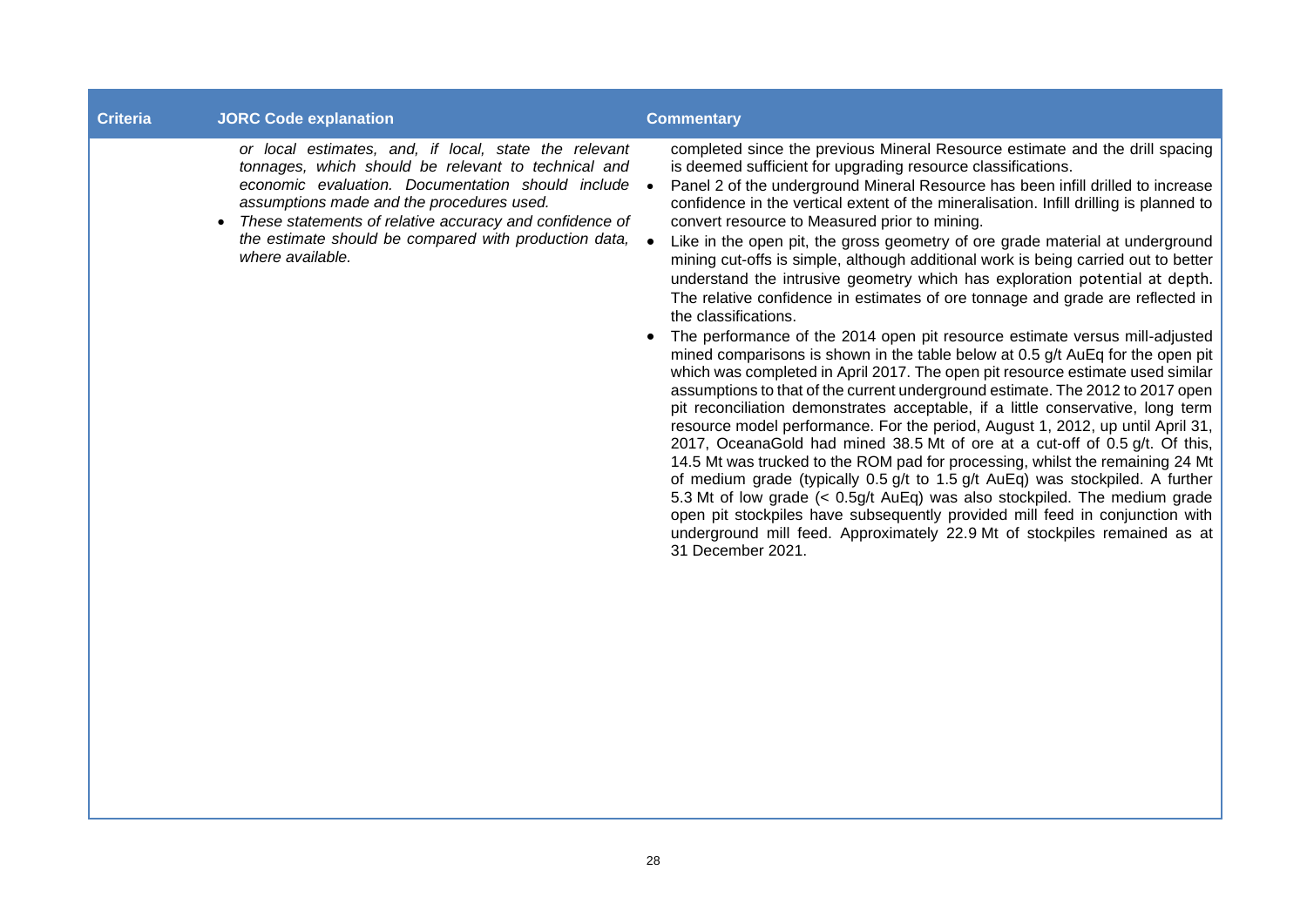| Criteria | JORC Code explanation | Commentary |
|---|---|---|
| | *or local estimates, and, if local, state the relevant tonnages, which should be relevant to technical and economic evaluation. Documentation should include assumptions made and the procedures used.*<br>• *These statements of relative accuracy and confidence of the estimate should be compared with production data, where available.* | completed since the previous Mineral Resource estimate and the drill spacing is deemed sufficient for upgrading resource classifications.<br>• Panel 2 of the underground Mineral Resource has been infill drilled to increase confidence in the vertical extent of the mineralisation. Infill drilling is planned to convert resource to Measured prior to mining.<br>• Like in the open pit, the gross geometry of ore grade material at underground mining cut-offs is simple, although additional work is being carried out to better understand the intrusive geometry which has exploration potential at depth. The relative confidence in estimates of ore tonnage and grade are reflected in the classifications.<br>• The performance of the 2014 open pit resource estimate versus mill-adjusted mined comparisons is shown in the table below at 0.5 g/t AuEq for the open pit which was completed in April 2017. The open pit resource estimate used similar assumptions to that of the current underground estimate. The 2012 to 2017 open pit reconciliation demonstrates acceptable, if a little conservative, long term resource model performance. For the period, August 1, 2012, up until April 31, 2017, OceanaGold had mined 38.5 Mt of ore at a cut-off of 0.5 g/t. Of this, 14.5 Mt was trucked to the ROM pad for processing, whilst the remaining 24 Mt of medium grade (typically 0.5 g/t to 1.5 g/t AuEq) was stockpiled. A further 5.3 Mt of low grade (< 0.5g/t AuEq) was also stockpiled. The medium grade open pit stockpiles have subsequently provided mill feed in conjunction with underground mill feed. Approximately 22.9 Mt of stockpiles remained as at 31 December 2021. |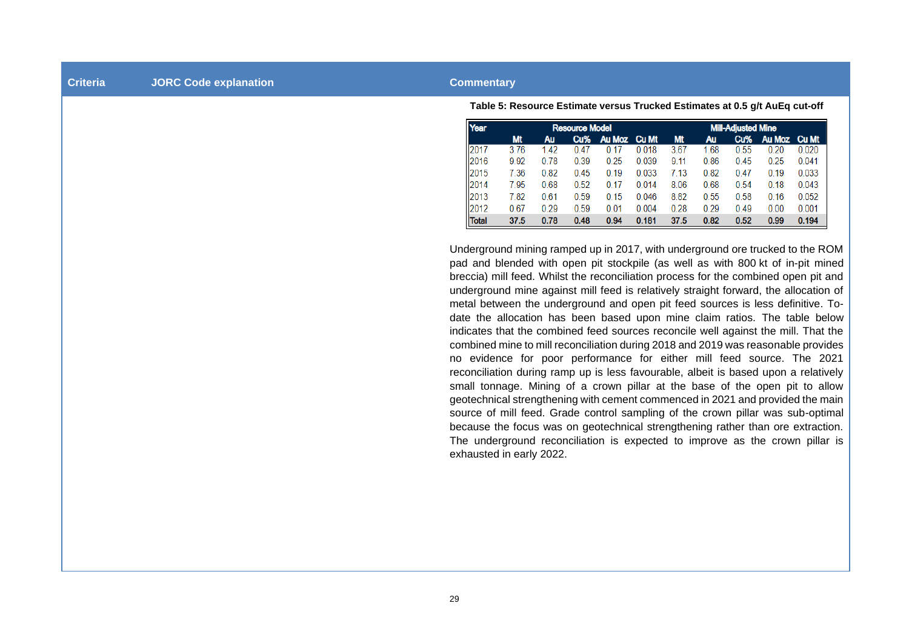| Criteria | JORC Code explanation | Commentary |
|---|---|---|

**Table 5: Resource Estimate versus Trucked Estimates at 0.5 g/t AuEq cut-off**

| Year | Resource Model | | | | | Mill-Adjusted Mine | | | | |
|---|---|---|---|---|---|---|---|---|---|---|
| | Mt | Au | Cu% | Au Moz | Cu Mt | Mt | Au | Cu% | Au Moz | Cu Mt |
| 2017 | 3.76 | 1.42 | 0.47 | 0.17 | 0.018 | 3.67 | 1.68 | 0.55 | 0.20 | 0.020 |
| 2016 | 9.92 | 0.78 | 0.39 | 0.25 | 0.039 | 9.11 | 0.86 | 0.45 | 0.25 | 0.041 |
| 2015 | 7.36 | 0.82 | 0.45 | 0.19 | 0.033 | 7.13 | 0.82 | 0.47 | 0.19 | 0.033 |
| 2014 | 7.95 | 0.68 | 0.52 | 0.17 | 0.014 | 8.06 | 0.68 | 0.54 | 0.18 | 0.043 |
| 2013 | 7.82 | 0.61 | 0.59 | 0.15 | 0.046 | 8.82 | 0.55 | 0.58 | 0.16 | 0.052 |
| 2012 | 0.67 | 0.29 | 0.59 | 0.01 | 0.004 | 0.28 | 0.29 | 0.49 | 0.00 | 0.001 |
| **Total** | **37.5** | **0.78** | **0.48** | **0.94** | **0.181** | **37.5** | **0.82** | **0.52** | **0.99** | **0.194** |

Underground mining ramped up in 2017, with underground ore trucked to the ROM pad and blended with open pit stockpile (as well as with 800 kt of in-pit mined breccia) mill feed. Whilst the reconciliation process for the combined open pit and underground mine against mill feed is relatively straight forward, the allocation of metal between the underground and open pit feed sources is less definitive. To-date the allocation has been based upon mine claim ratios. The table below indicates that the combined feed sources reconcile well against the mill. That the combined mine to mill reconciliation during 2018 and 2019 was reasonable provides no evidence for poor performance for either mill feed source. The 2021 reconciliation during ramp up is less favourable, albeit is based upon a relatively small tonnage. Mining of a crown pillar at the base of the open pit to allow geotechnical strengthening with cement commenced in 2021 and provided the main source of mill feed. Grade control sampling of the crown pillar was sub-optimal because the focus was on geotechnical strengthening rather than ore extraction. The underground reconciliation is expected to improve as the crown pillar is exhausted in early 2022.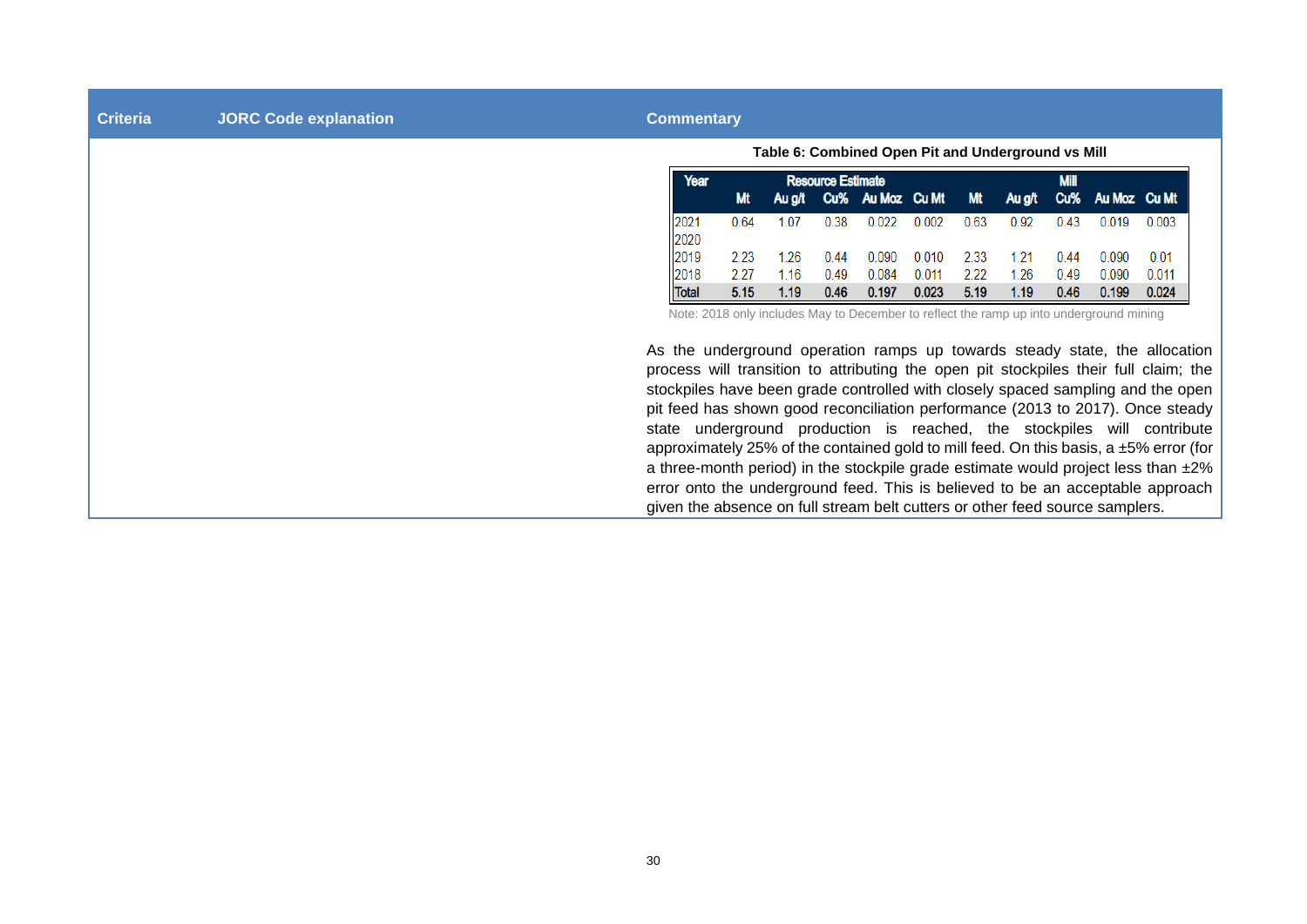| Criteria | JORC Code explanation | Commentary |
|---|---|---|
| | | **Table 6: Combined Open Pit and Underground vs Mill** |

| Year | Resource Estimate | | | | | Mill | | | | |
|---|---|---|---|---|---|---|---|---|---|---|
| | Mt | Au g/t | Cu% | Au Moz | Cu Mt | Mt | Au g/t | Cu% | Au Moz | Cu Mt |
| 2021 | 0.64 | 1.07 | 0.38 | 0.022 | 0.002 | 0.63 | 0.92 | 0.43 | 0.019 | 0.003 |
| 2020 | | | | | | | | | | |
| 2019 | 2.23 | 1.26 | 0.44 | 0.090 | 0.010 | 2.33 | 1.21 | 0.44 | 0.090 | 0.01 |
| 2018 | 2.27 | 1.16 | 0.49 | 0.084 | 0.011 | 2.22 | 1.26 | 0.49 | 0.090 | 0.011 |
| **Total** | **5.15** | **1.19** | **0.46** | **0.197** | **0.023** | **5.19** | **1.19** | **0.46** | **0.199** | **0.024** |

Note: 2018 only includes May to December to reflect the ramp up into underground mining

As the underground operation ramps up towards steady state, the allocation process will transition to attributing the open pit stockpiles their full claim; the stockpiles have been grade controlled with closely spaced sampling and the open pit feed has shown good reconciliation performance (2013 to 2017). Once steady state underground production is reached, the stockpiles will contribute approximately 25% of the contained gold to mill feed. On this basis, a ±5% error (for a three-month period) in the stockpile grade estimate would project less than ±2% error onto the underground feed. This is believed to be an acceptable approach given the absence on full stream belt cutters or other feed source samplers.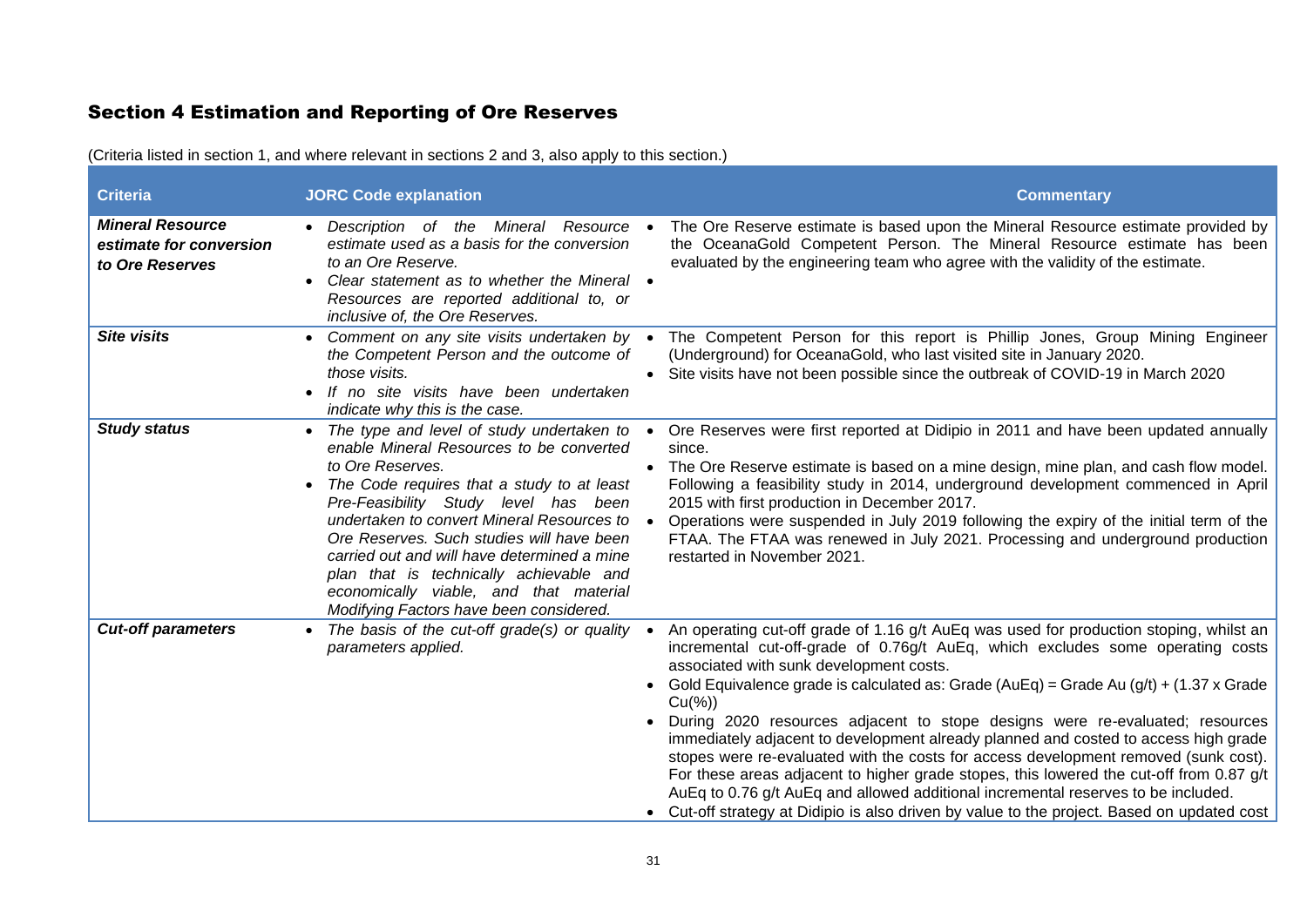## Section 4 Estimation and Reporting of Ore Reserves

(Criteria listed in section 1, and where relevant in sections 2 and 3, also apply to this section.)

| Criteria | JORC Code explanation | Commentary |
|---|---|---|
| ***Mineral Resource estimate for conversion to Ore Reserves*** | • *Description of the Mineral Resource estimate used as a basis for the conversion to an Ore Reserve.*<br>• *Clear statement as to whether the Mineral Resources are reported additional to, or inclusive of, the Ore Reserves.* | • The Ore Reserve estimate is based upon the Mineral Resource estimate provided by the OceanaGold Competent Person. The Mineral Resource estimate has been evaluated by the engineering team who agree with the validity of the estimate.<br>• |
| ***Site visits*** | • *Comment on any site visits undertaken by the Competent Person and the outcome of those visits.*<br>• *If no site visits have been undertaken indicate why this is the case.* | • The Competent Person for this report is Phillip Jones, Group Mining Engineer (Underground) for OceanaGold, who last visited site in January 2020.<br>• Site visits have not been possible since the outbreak of COVID-19 in March 2020 |
| ***Study status*** | • *The type and level of study undertaken to enable Mineral Resources to be converted to Ore Reserves.*<br>• *The Code requires that a study to at least Pre-Feasibility Study level has been undertaken to convert Mineral Resources to Ore Reserves. Such studies will have been carried out and will have determined a mine plan that is technically achievable and economically viable, and that material Modifying Factors have been considered.* | • Ore Reserves were first reported at Didipio in 2011 and have been updated annually since.<br>• The Ore Reserve estimate is based on a mine design, mine plan, and cash flow model. Following a feasibility study in 2014, underground development commenced in April 2015 with first production in December 2017.<br>• Operations were suspended in July 2019 following the expiry of the initial term of the FTAA. The FTAA was renewed in July 2021. Processing and underground production restarted in November 2021. |
| ***Cut-off parameters*** | • *The basis of the cut-off grade(s) or quality parameters applied.* | • An operating cut-off grade of 1.16 g/t AuEq was used for production stoping, whilst an incremental cut-off-grade of 0.76g/t AuEq, which excludes some operating costs associated with sunk development costs.<br>• Gold Equivalence grade is calculated as: Grade (AuEq) = Grade Au (g/t) + (1.37 x Grade Cu(%))<br>• During 2020 resources adjacent to stope designs were re-evaluated; resources immediately adjacent to development already planned and costed to access high grade stopes were re-evaluated with the costs for access development removed (sunk cost). For these areas adjacent to higher grade stopes, this lowered the cut-off from 0.87 g/t AuEq to 0.76 g/t AuEq and allowed additional incremental reserves to be included.<br>• Cut-off strategy at Didipio is also driven by value to the project. Based on updated cost |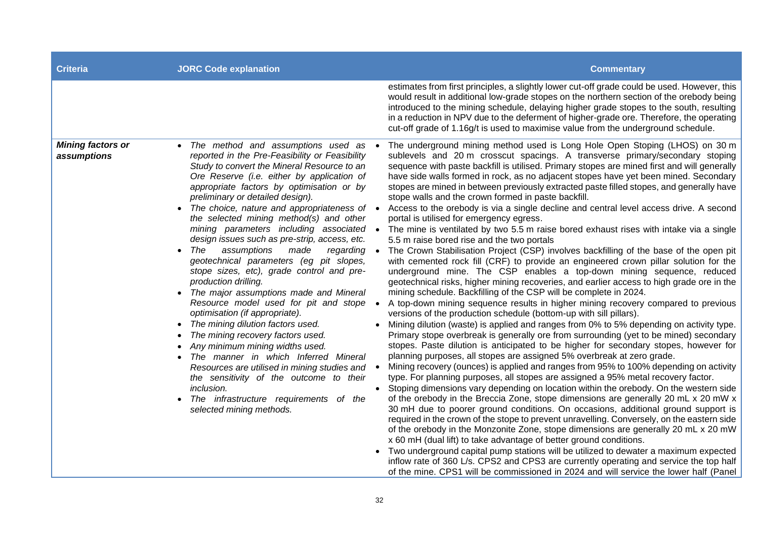| Criteria | JORC Code explanation | Commentary |
|---|---|---|
| | | estimates from first principles, a slightly lower cut-off grade could be used. However, this would result in additional low-grade stopes on the northern section of the orebody being introduced to the mining schedule, delaying higher grade stopes to the south, resulting in a reduction in NPV due to the deferment of higher-grade ore. Therefore, the operating cut-off grade of 1.16g/t is used to maximise value from the underground schedule. |
| ***Mining factors or assumptions*** | • *The method and assumptions used as reported in the Pre-Feasibility or Feasibility Study to convert the Mineral Resource to an Ore Reserve (i.e. either by application of appropriate factors by optimisation or by preliminary or detailed design).*<br>• *The choice, nature and appropriateness of the selected mining method(s) and other mining parameters including associated design issues such as pre-strip, access, etc.*<br>• *The assumptions made regarding geotechnical parameters (eg pit slopes, stope sizes, etc), grade control and pre-production drilling.*<br>• *The major assumptions made and Mineral Resource model used for pit and stope optimisation (if appropriate).*<br>• *The mining dilution factors used.*<br>• *The mining recovery factors used.*<br>• *Any minimum mining widths used.*<br>• *The manner in which Inferred Mineral Resources are utilised in mining studies and the sensitivity of the outcome to their inclusion.*<br>• *The infrastructure requirements of the selected mining methods.* | • The underground mining method used is Long Hole Open Stoping (LHOS) on 30 m sublevels and 20 m crosscut spacings. A transverse primary/secondary stoping sequence with paste backfill is utilised. Primary stopes are mined first and will generally have side walls formed in rock, as no adjacent stopes have yet been mined. Secondary stopes are mined in between previously extracted paste filled stopes, and generally have stope walls and the crown formed in paste backfill.<br>• Access to the orebody is via a single decline and central level access drive. A second portal is utilised for emergency egress.<br>• The mine is ventilated by two 5.5 m raise bored exhaust rises with intake via a single 5.5 m raise bored rise and the two portals<br>• The Crown Stabilisation Project (CSP) involves backfilling of the base of the open pit with cemented rock fill (CRF) to provide an engineered crown pillar solution for the underground mine. The CSP enables a top-down mining sequence, reduced geotechnical risks, higher mining recoveries, and earlier access to high grade ore in the mining schedule. Backfilling of the CSP will be complete in 2024.<br>• A top-down mining sequence results in higher mining recovery compared to previous versions of the production schedule (bottom-up with sill pillars).<br>• Mining dilution (waste) is applied and ranges from 0% to 5% depending on activity type. Primary stope overbreak is generally ore from surrounding (yet to be mined) secondary stopes. Paste dilution is anticipated to be higher for secondary stopes, however for planning purposes, all stopes are assigned 5% overbreak at zero grade.<br>• Mining recovery (ounces) is applied and ranges from 95% to 100% depending on activity type. For planning purposes, all stopes are assigned a 95% metal recovery factor.<br>• Stoping dimensions vary depending on location within the orebody. On the western side of the orebody in the Breccia Zone, stope dimensions are generally 20 mL x 20 mW x 30 mH due to poorer ground conditions. On occasions, additional ground support is required in the crown of the stope to prevent unravelling. Conversely, on the eastern side of the orebody in the Monzonite Zone, stope dimensions are generally 20 mL x 20 mW x 60 mH (dual lift) to take advantage of better ground conditions.<br>• Two underground capital pump stations will be utilized to dewater a maximum expected inflow rate of 360 L/s. CPS2 and CPS3 are currently operating and service the top half of the mine. CPS1 will be commissioned in 2024 and will service the lower half (Panel |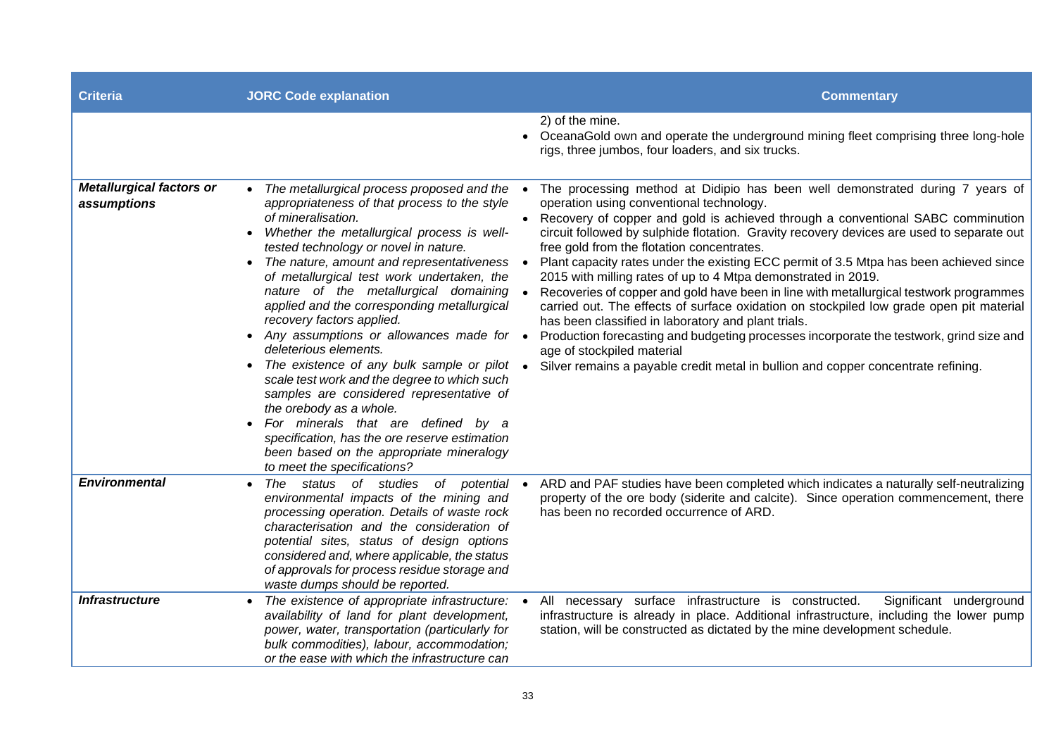| Criteria | JORC Code explanation | Commentary |
|---|---|---|
| | | 2) of the mine.<br>• OceanaGold own and operate the underground mining fleet comprising three long-hole rigs, three jumbos, four loaders, and six trucks. |
| ***Metallurgical factors or assumptions*** | • *The metallurgical process proposed and the appropriateness of that process to the style of mineralisation.*<br>• *Whether the metallurgical process is well-tested technology or novel in nature.*<br>• *The nature, amount and representativeness of metallurgical test work undertaken, the nature of the metallurgical domaining applied and the corresponding metallurgical recovery factors applied.*<br>• *Any assumptions or allowances made for deleterious elements.*<br>• *The existence of any bulk sample or pilot scale test work and the degree to which such samples are considered representative of the orebody as a whole.*<br>• *For minerals that are defined by a specification, has the ore reserve estimation been based on the appropriate mineralogy to meet the specifications?* | • The processing method at Didipio has been well demonstrated during 7 years of operation using conventional technology.<br>• Recovery of copper and gold is achieved through a conventional SABC comminution circuit followed by sulphide flotation. Gravity recovery devices are used to separate out free gold from the flotation concentrates.<br>• Plant capacity rates under the existing ECC permit of 3.5 Mtpa has been achieved since 2015 with milling rates of up to 4 Mtpa demonstrated in 2019.<br>• Recoveries of copper and gold have been in line with metallurgical testwork programmes carried out. The effects of surface oxidation on stockpiled low grade open pit material has been classified in laboratory and plant trials.<br>• Production forecasting and budgeting processes incorporate the testwork, grind size and age of stockpiled material<br>• Silver remains a payable credit metal in bullion and copper concentrate refining. |
| ***Environmental*** | • *The status of studies of potential environmental impacts of the mining and processing operation. Details of waste rock characterisation and the consideration of potential sites, status of design options considered and, where applicable, the status of approvals for process residue storage and waste dumps should be reported.* | • ARD and PAF studies have been completed which indicates a naturally self-neutralizing property of the ore body (siderite and calcite). Since operation commencement, there has been no recorded occurrence of ARD. |
| ***Infrastructure*** | • *The existence of appropriate infrastructure: availability of land for plant development, power, water, transportation (particularly for bulk commodities), labour, accommodation; or the ease with which the infrastructure can* | • All necessary surface infrastructure is constructed. Significant underground infrastructure is already in place. Additional infrastructure, including the lower pump station, will be constructed as dictated by the mine development schedule. |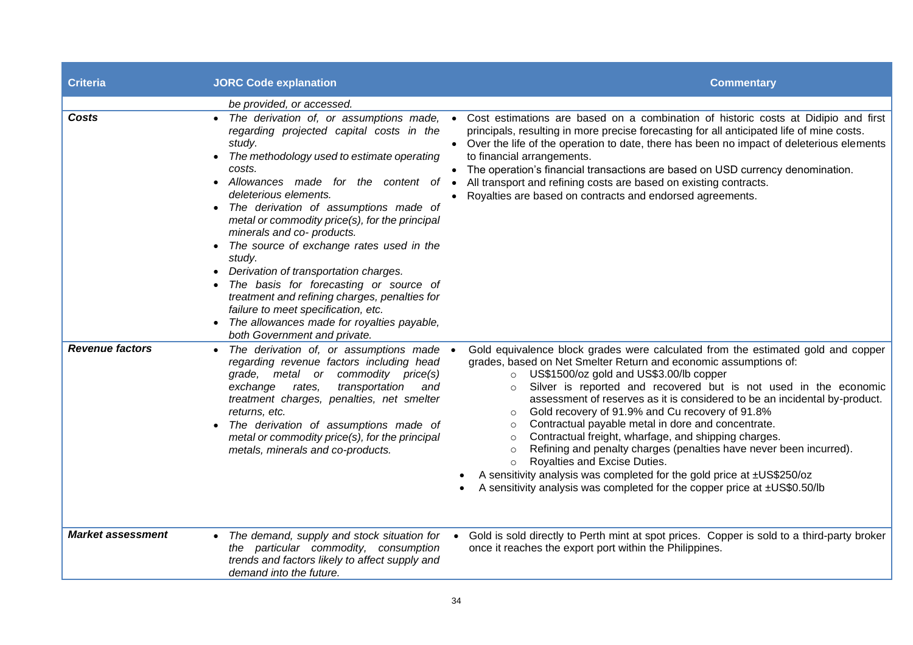| Criteria | JORC Code explanation | Commentary |
|---|---|---|
| | *be provided, or accessed.* | |
| ***Costs*** | • *The derivation of, or assumptions made, regarding projected capital costs in the study.*<br>• *The methodology used to estimate operating costs.*<br>• *Allowances made for the content of deleterious elements.*<br>• *The derivation of assumptions made of metal or commodity price(s), for the principal minerals and co- products.*<br>• *The source of exchange rates used in the study.*<br>• *Derivation of transportation charges.*<br>• *The basis for forecasting or source of treatment and refining charges, penalties for failure to meet specification, etc.*<br>• *The allowances made for royalties payable, both Government and private.* | • Cost estimations are based on a combination of historic costs at Didipio and first principals, resulting in more precise forecasting for all anticipated life of mine costs.<br>• Over the life of the operation to date, there has been no impact of deleterious elements to financial arrangements.<br>• The operation's financial transactions are based on USD currency denomination.<br>• All transport and refining costs are based on existing contracts.<br>• Royalties are based on contracts and endorsed agreements. |
| ***Revenue factors*** | • *The derivation of, or assumptions made regarding revenue factors including head grade, metal or commodity price(s) exchange rates, transportation and treatment charges, penalties, net smelter returns, etc.*<br>• *The derivation of assumptions made of metal or commodity price(s), for the principal metals, minerals and co-products.* | • Gold equivalence block grades were calculated from the estimated gold and copper grades, based on Net Smelter Return and economic assumptions of:<br>&nbsp;&nbsp;&nbsp;&nbsp;○ US$1500/oz gold and US$3.00/lb copper<br>&nbsp;&nbsp;&nbsp;&nbsp;○ Silver is reported and recovered but is not used in the economic assessment of reserves as it is considered to be an incidental by-product.<br>&nbsp;&nbsp;&nbsp;&nbsp;○ Gold recovery of 91.9% and Cu recovery of 91.8%<br>&nbsp;&nbsp;&nbsp;&nbsp;○ Contractual payable metal in dore and concentrate.<br>&nbsp;&nbsp;&nbsp;&nbsp;○ Contractual freight, wharfage, and shipping charges.<br>&nbsp;&nbsp;&nbsp;&nbsp;○ Refining and penalty charges (penalties have never been incurred).<br>&nbsp;&nbsp;&nbsp;&nbsp;○ Royalties and Excise Duties.<br>• A sensitivity analysis was completed for the gold price at ±US$250/oz<br>• A sensitivity analysis was completed for the copper price at ±US$0.50/lb |
| ***Market assessment*** | • *The demand, supply and stock situation for the particular commodity, consumption trends and factors likely to affect supply and demand into the future.* | • Gold is sold directly to Perth mint at spot prices. Copper is sold to a third-party broker once it reaches the export port within the Philippines. |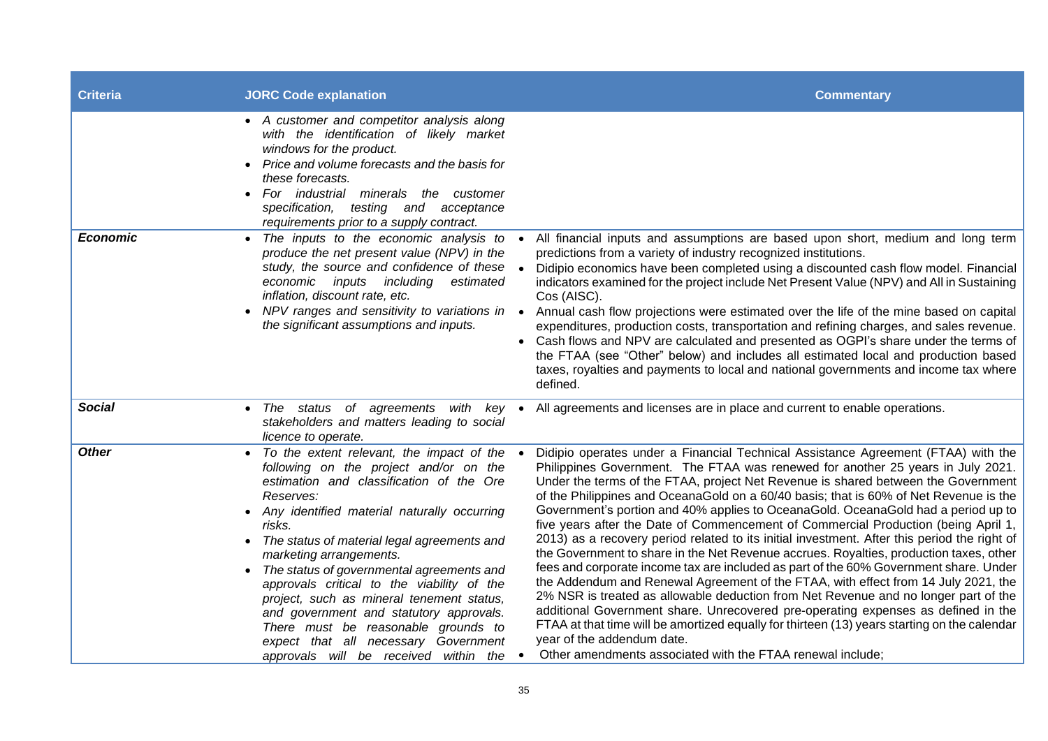| Criteria | JORC Code explanation | Commentary |
|---|---|---|
| | • *A customer and competitor analysis along with the identification of likely market windows for the product.*<br>• *Price and volume forecasts and the basis for these forecasts.*<br>• *For industrial minerals the customer specification, testing and acceptance requirements prior to a supply contract.* | |
| ***Economic*** | • *The inputs to the economic analysis to produce the net present value (NPV) in the study, the source and confidence of these economic inputs including estimated inflation, discount rate, etc.*<br>• *NPV ranges and sensitivity to variations in the significant assumptions and inputs.* | • All financial inputs and assumptions are based upon short, medium and long term predictions from a variety of industry recognized institutions.<br>• Didipio economics have been completed using a discounted cash flow model. Financial indicators examined for the project include Net Present Value (NPV) and All in Sustaining Cos (AISC).<br>• Annual cash flow projections were estimated over the life of the mine based on capital expenditures, production costs, transportation and refining charges, and sales revenue.<br>• Cash flows and NPV are calculated and presented as OGPI's share under the terms of the FTAA (see "Other" below) and includes all estimated local and production based taxes, royalties and payments to local and national governments and income tax where defined. |
| ***Social*** | • *The status of agreements with key stakeholders and matters leading to social licence to operate.* | • All agreements and licenses are in place and current to enable operations. |
| ***Other*** | • *To the extent relevant, the impact of the following on the project and/or on the estimation and classification of the Ore Reserves:*<br>• *Any identified material naturally occurring risks.*<br>• *The status of material legal agreements and marketing arrangements.*<br>• *The status of governmental agreements and approvals critical to the viability of the project, such as mineral tenement status, and government and statutory approvals. There must be reasonable grounds to expect that all necessary Government approvals will be received within the* | • Didipio operates under a Financial Technical Assistance Agreement (FTAA) with the Philippines Government. The FTAA was renewed for another 25 years in July 2021. Under the terms of the FTAA, project Net Revenue is shared between the Government of the Philippines and OceanaGold on a 60/40 basis; that is 60% of Net Revenue is the Government's portion and 40% applies to OceanaGold. OceanaGold had a period up to five years after the Date of Commencement of Commercial Production (being April 1, 2013) as a recovery period related to its initial investment. After this period the right of the Government to share in the Net Revenue accrues. Royalties, production taxes, other fees and corporate income tax are included as part of the 60% Government share. Under the Addendum and Renewal Agreement of the FTAA, with effect from 14 July 2021, the 2% NSR is treated as allowable deduction from Net Revenue and no longer part of the additional Government share. Unrecovered pre-operating expenses as defined in the FTAA at that time will be amortized equally for thirteen (13) years starting on the calendar year of the addendum date.<br>• Other amendments associated with the FTAA renewal include; |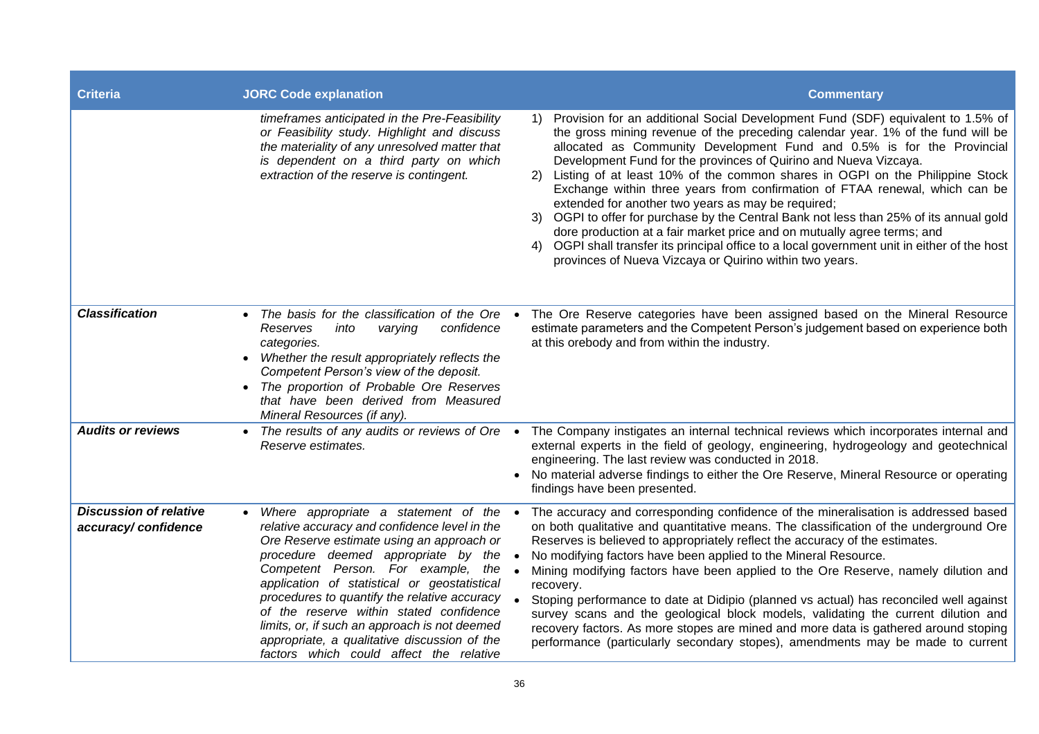| Criteria | JORC Code explanation | Commentary |
|---|---|---|
| | *timeframes anticipated in the Pre-Feasibility or Feasibility study. Highlight and discuss the materiality of any unresolved matter that is dependent on a third party on which extraction of the reserve is contingent.* | 1) Provision for an additional Social Development Fund (SDF) equivalent to 1.5% of the gross mining revenue of the preceding calendar year. 1% of the fund will be allocated as Community Development Fund and 0.5% is for the Provincial Development Fund for the provinces of Quirino and Nueva Vizcaya.<br>2) Listing of at least 10% of the common shares in OGPI on the Philippine Stock Exchange within three years from confirmation of FTAA renewal, which can be extended for another two years as may be required;<br>3) OGPI to offer for purchase by the Central Bank not less than 25% of its annual gold dore production at a fair market price and on mutually agree terms; and<br>4) OGPI shall transfer its principal office to a local government unit in either of the host provinces of Nueva Vizcaya or Quirino within two years. |
| ***Classification*** | • *The basis for the classification of the Ore Reserves into varying confidence categories.*<br>• *Whether the result appropriately reflects the Competent Person's view of the deposit.*<br>• *The proportion of Probable Ore Reserves that have been derived from Measured Mineral Resources (if any).* | • The Ore Reserve categories have been assigned based on the Mineral Resource estimate parameters and the Competent Person's judgement based on experience both at this orebody and from within the industry. |
| ***Audits or reviews*** | • *The results of any audits or reviews of Ore Reserve estimates.* | • The Company instigates an internal technical reviews which incorporates internal and external experts in the field of geology, engineering, hydrogeology and geotechnical engineering. The last review was conducted in 2018.<br>• No material adverse findings to either the Ore Reserve, Mineral Resource or operating findings have been presented. |
| ***Discussion of relative accuracy/ confidence*** | • *Where appropriate a statement of the relative accuracy and confidence level in the Ore Reserve estimate using an approach or procedure deemed appropriate by the Competent Person. For example, the application of statistical or geostatistical procedures to quantify the relative accuracy of the reserve within stated confidence limits, or, if such an approach is not deemed appropriate, a qualitative discussion of the factors which could affect the relative* | • The accuracy and corresponding confidence of the mineralisation is addressed based on both qualitative and quantitative means. The classification of the underground Ore Reserves is believed to appropriately reflect the accuracy of the estimates.<br>• No modifying factors have been applied to the Mineral Resource.<br>• Mining modifying factors have been applied to the Ore Reserve, namely dilution and recovery.<br>• Stoping performance to date at Didipio (planned vs actual) has reconciled well against survey scans and the geological block models, validating the current dilution and recovery factors. As more stopes are mined and more data is gathered around stoping performance (particularly secondary stopes), amendments may be made to current |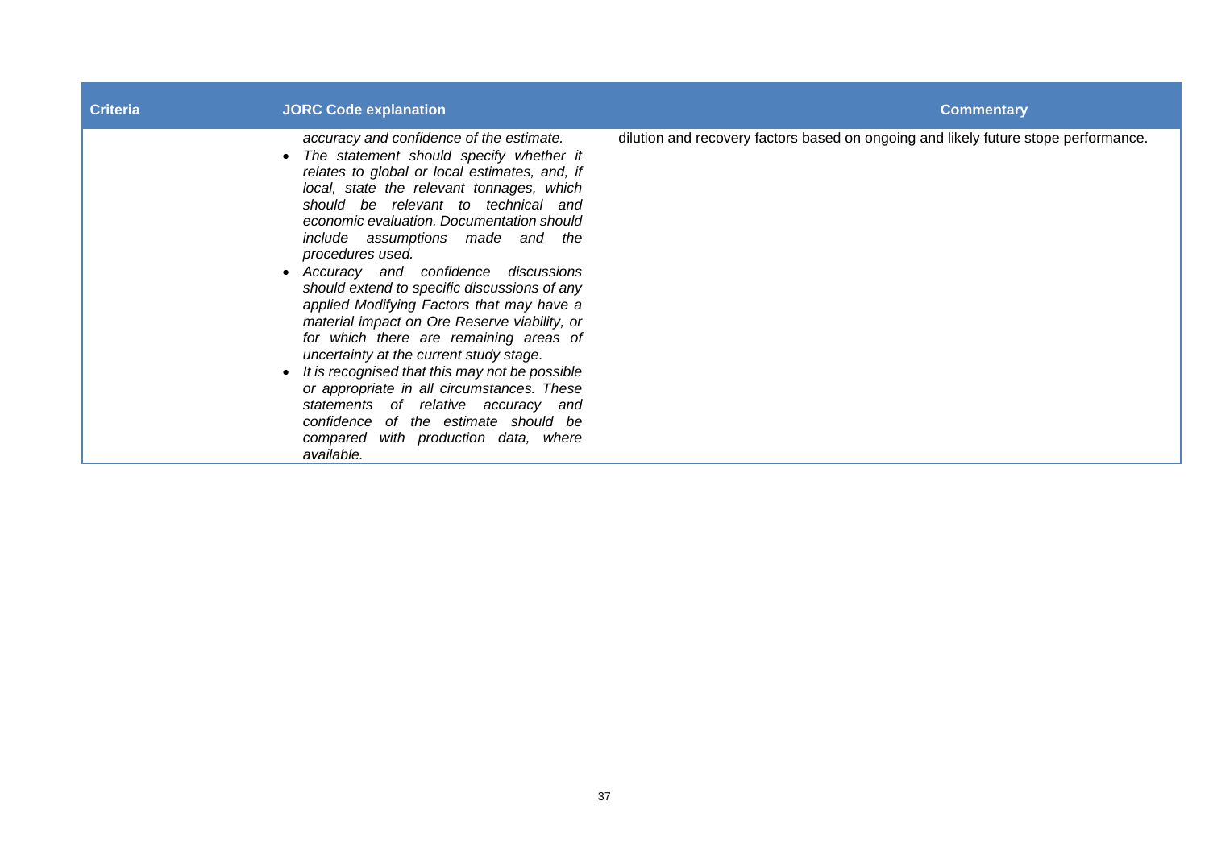| Criteria | JORC Code explanation | Commentary |
|---|---|---|
| | *accuracy and confidence of the estimate.*<br>• *The statement should specify whether it relates to global or local estimates, and, if local, state the relevant tonnages, which should be relevant to technical and economic evaluation. Documentation should include assumptions made and the procedures used.*<br>• *Accuracy and confidence discussions should extend to specific discussions of any applied Modifying Factors that may have a material impact on Ore Reserve viability, or for which there are remaining areas of uncertainty at the current study stage.*<br>• *It is recognised that this may not be possible or appropriate in all circumstances. These statements of relative accuracy and confidence of the estimate should be compared with production data, where available.* | dilution and recovery factors based on ongoing and likely future stope performance. |